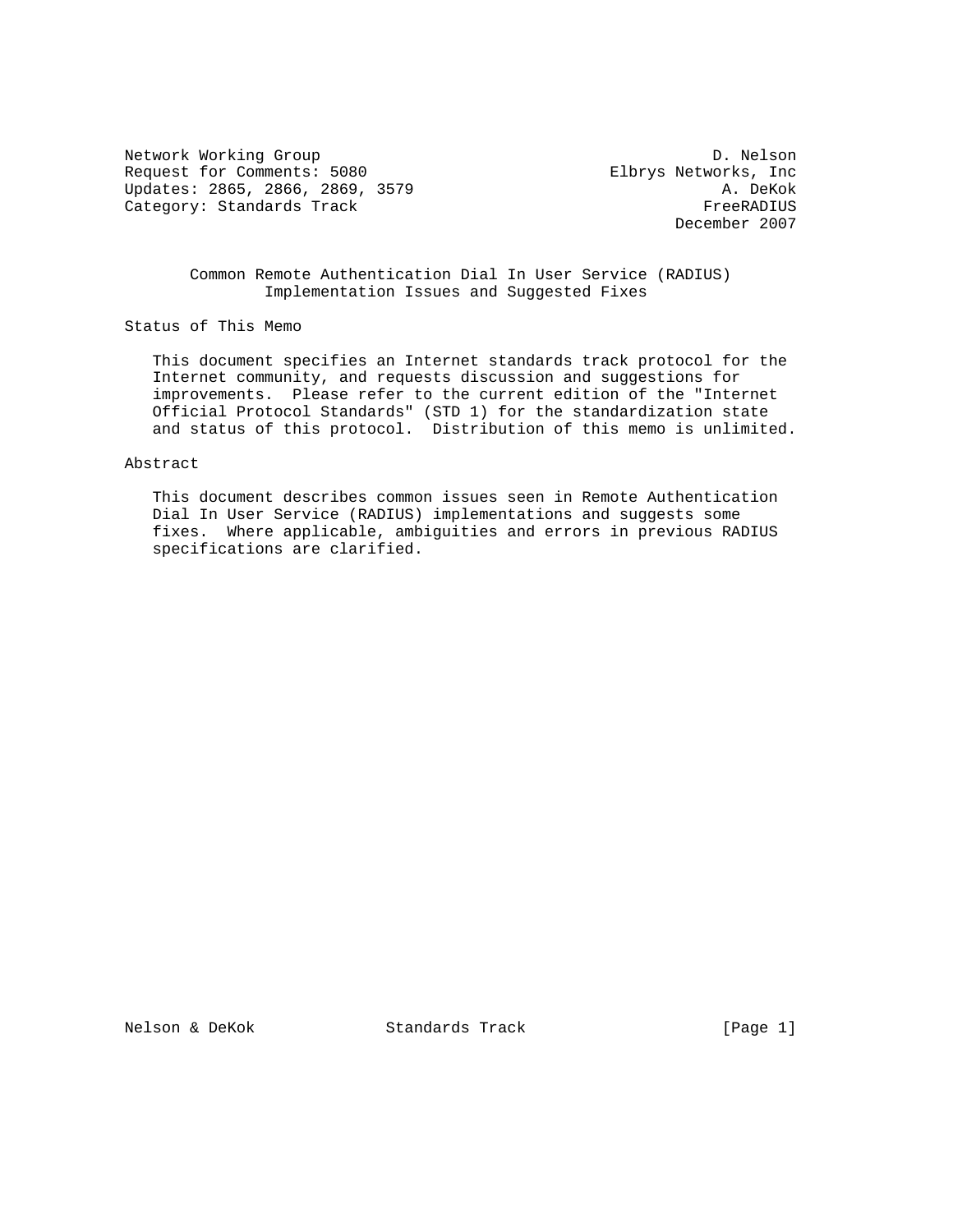Network Working Group D. Nelson
Request for Comments: 5080 Elbrys Networks, Inc
Updates: 2865, 2866, 2869, 3579 A. DeKok
Category: Standards Track FreeRADIUS
December 2007

# Common Remote Authentication Dial In User Service (RADIUS) Implementation Issues and Suggested Fixes

## Status of This Memo

This document specifies an Internet standards track protocol for the Internet community, and requests discussion and suggestions for improvements. Please refer to the current edition of the "Internet Official Protocol Standards" (STD 1) for the standardization state and status of this protocol. Distribution of this memo is unlimited.

## Abstract

This document describes common issues seen in Remote Authentication Dial In User Service (RADIUS) implementations and suggests some fixes. Where applicable, ambiguities and errors in previous RADIUS specifications are clarified.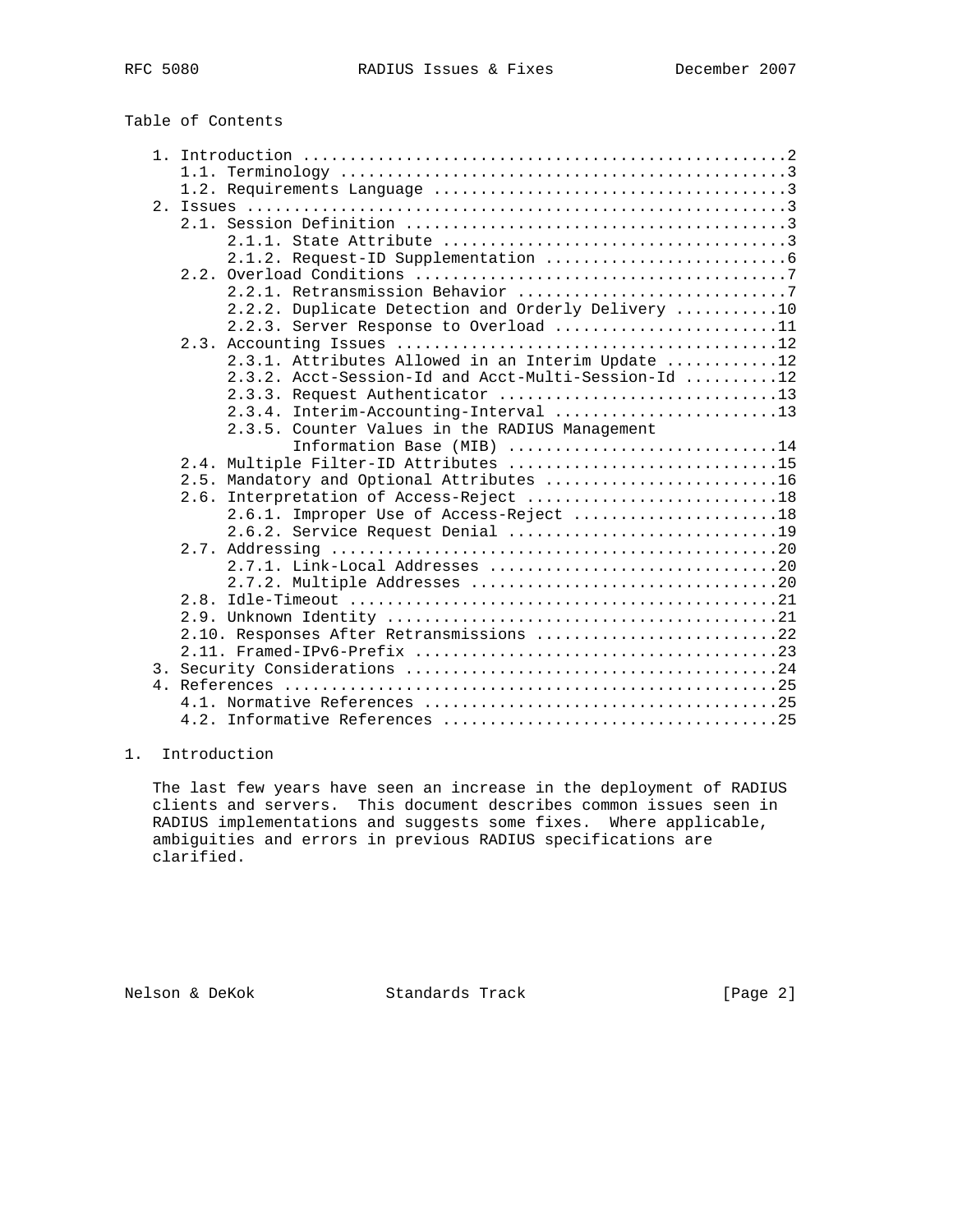Table of Contents

```
   1. Introduction ....................................................2
      1.1. Terminology ................................................3
      1.2. Requirements Language ......................................3
   2. Issues ..........................................................3
      2.1. Session Definition .........................................3
           2.1.1. State Attribute .....................................3
           2.1.2. Request-ID Supplementation ..........................6
      2.2. Overload Conditions ........................................7
           2.2.1. Retransmission Behavior .............................7
           2.2.2. Duplicate Detection and Orderly Delivery ...........10
           2.2.3. Server Response to Overload ........................11
      2.3. Accounting Issues .........................................12
           2.3.1. Attributes Allowed in an Interim Update ............12
           2.3.2. Acct-Session-Id and Acct-Multi-Session-Id ..........12
           2.3.3. Request Authenticator ..............................13
           2.3.4. Interim-Accounting-Interval ........................13
           2.3.5. Counter Values in the RADIUS Management
                  Information Base (MIB) .............................14
      2.4. Multiple Filter-ID Attributes .............................15
      2.5. Mandatory and Optional Attributes .........................16
      2.6. Interpretation of Access-Reject ...........................18
           2.6.1. Improper Use of Access-Reject ......................18
           2.6.2. Service Request Denial .............................19
      2.7. Addressing ................................................20
           2.7.1. Link-Local Addresses ...............................20
           2.7.2. Multiple Addresses .................................20
      2.8. Idle-Timeout ..............................................21
      2.9. Unknown Identity ..........................................21
      2.10. Responses After Retransmissions ..........................22
      2.11. Framed-IPv6-Prefix .......................................23
   3. Security Considerations ........................................24
   4. References .....................................................25
      4.1. Normative References ......................................25
      4.2. Informative References ....................................25
```

# 1. Introduction

The last few years have seen an increase in the deployment of RADIUS clients and servers. This document describes common issues seen in RADIUS implementations and suggests some fixes. Where applicable, ambiguities and errors in previous RADIUS specifications are clarified.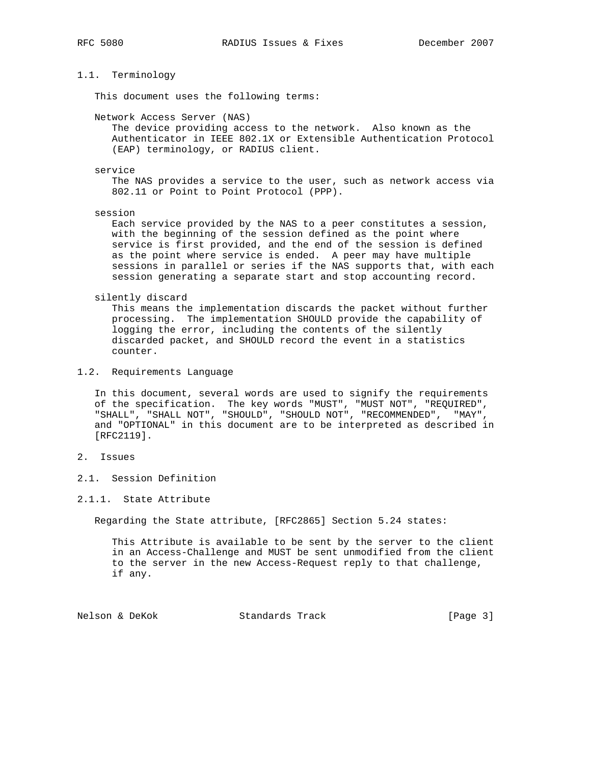### 1.1. Terminology

This document uses the following terms:

Network Access Server (NAS)
: The device providing access to the network. Also known as the Authenticator in IEEE 802.1X or Extensible Authentication Protocol (EAP) terminology, or RADIUS client.

service
: The NAS provides a service to the user, such as network access via 802.11 or Point to Point Protocol (PPP).

session
: Each service provided by the NAS to a peer constitutes a session, with the beginning of the session defined as the point where service is first provided, and the end of the session is defined as the point where service is ended. A peer may have multiple sessions in parallel or series if the NAS supports that, with each session generating a separate start and stop accounting record.

silently discard
: This means the implementation discards the packet without further processing. The implementation SHOULD provide the capability of logging the error, including the contents of the silently discarded packet, and SHOULD record the event in a statistics counter.

### 1.2. Requirements Language

In this document, several words are used to signify the requirements of the specification. The key words "MUST", "MUST NOT", "REQUIRED", "SHALL", "SHALL NOT", "SHOULD", "SHOULD NOT", "RECOMMENDED", "MAY", and "OPTIONAL" in this document are to be interpreted as described in [RFC2119].

## 2. Issues

### 2.1. Session Definition

#### 2.1.1. State Attribute

Regarding the State attribute, [RFC2865] Section 5.24 states:

> This Attribute is available to be sent by the server to the client in an Access-Challenge and MUST be sent unmodified from the client to the server in the new Access-Request reply to that challenge, if any.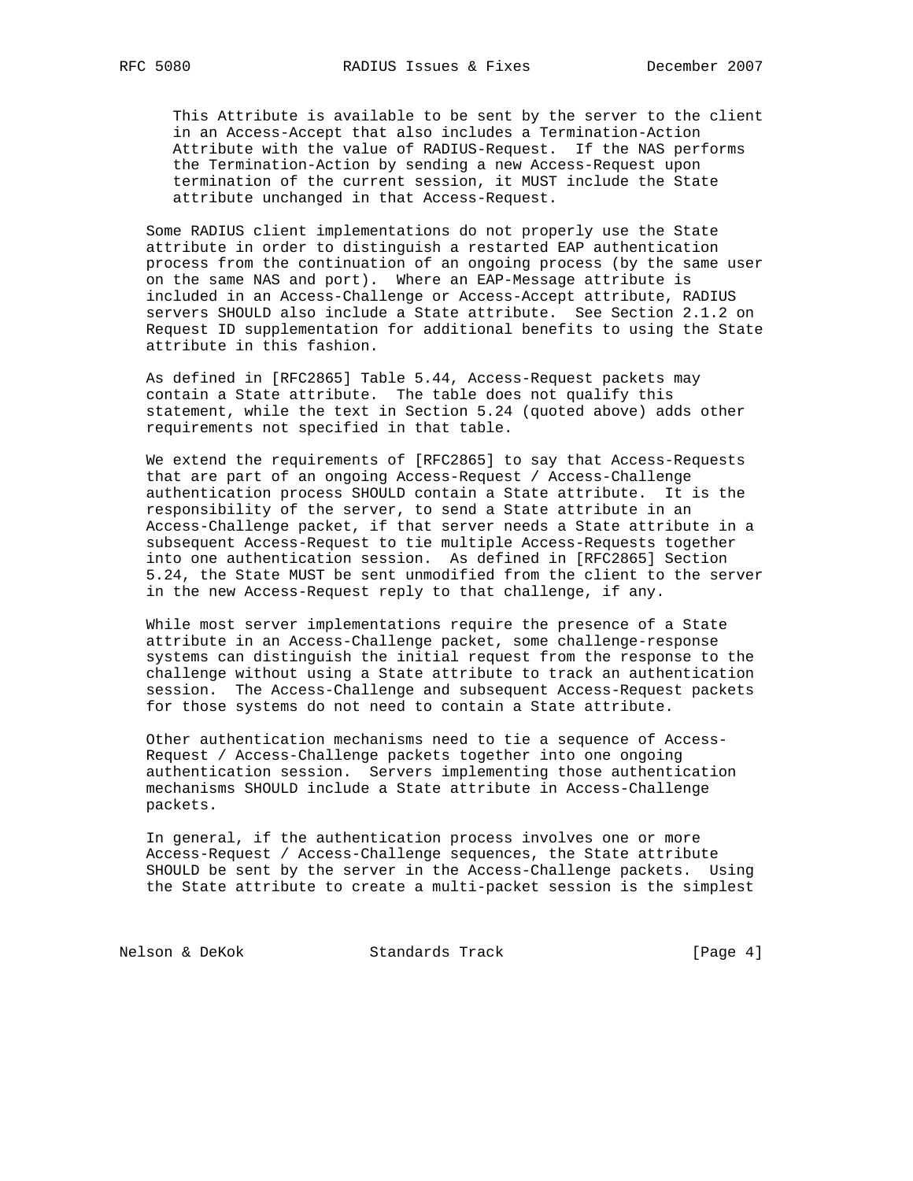This Attribute is available to be sent by the server to the client in an Access-Accept that also includes a Termination-Action Attribute with the value of RADIUS-Request. If the NAS performs the Termination-Action by sending a new Access-Request upon termination of the current session, it MUST include the State attribute unchanged in that Access-Request.

Some RADIUS client implementations do not properly use the State attribute in order to distinguish a restarted EAP authentication process from the continuation of an ongoing process (by the same user on the same NAS and port). Where an EAP-Message attribute is included in an Access-Challenge or Access-Accept attribute, RADIUS servers SHOULD also include a State attribute. See Section 2.1.2 on Request ID supplementation for additional benefits to using the State attribute in this fashion.

As defined in [RFC2865] Table 5.44, Access-Request packets may contain a State attribute. The table does not qualify this statement, while the text in Section 5.24 (quoted above) adds other requirements not specified in that table.

We extend the requirements of [RFC2865] to say that Access-Requests that are part of an ongoing Access-Request / Access-Challenge authentication process SHOULD contain a State attribute. It is the responsibility of the server, to send a State attribute in an Access-Challenge packet, if that server needs a State attribute in a subsequent Access-Request to tie multiple Access-Requests together into one authentication session. As defined in [RFC2865] Section 5.24, the State MUST be sent unmodified from the client to the server in the new Access-Request reply to that challenge, if any.

While most server implementations require the presence of a State attribute in an Access-Challenge packet, some challenge-response systems can distinguish the initial request from the response to the challenge without using a State attribute to track an authentication session. The Access-Challenge and subsequent Access-Request packets for those systems do not need to contain a State attribute.

Other authentication mechanisms need to tie a sequence of Access-Request / Access-Challenge packets together into one ongoing authentication session. Servers implementing those authentication mechanisms SHOULD include a State attribute in Access-Challenge packets.

In general, if the authentication process involves one or more Access-Request / Access-Challenge sequences, the State attribute SHOULD be sent by the server in the Access-Challenge packets. Using the State attribute to create a multi-packet session is the simplest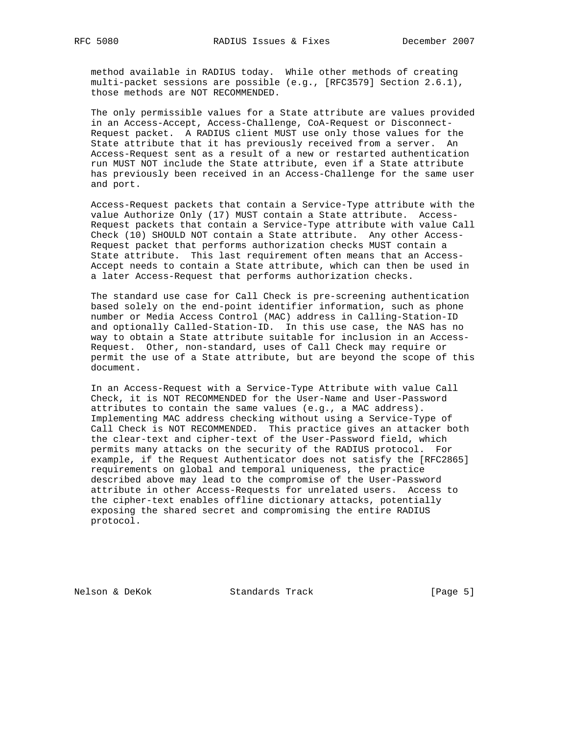method available in RADIUS today. While other methods of creating multi-packet sessions are possible (e.g., [RFC3579] Section 2.6.1), those methods are NOT RECOMMENDED.

The only permissible values for a State attribute are values provided in an Access-Accept, Access-Challenge, CoA-Request or Disconnect-Request packet. A RADIUS client MUST use only those values for the State attribute that it has previously received from a server. An Access-Request sent as a result of a new or restarted authentication run MUST NOT include the State attribute, even if a State attribute has previously been received in an Access-Challenge for the same user and port.

Access-Request packets that contain a Service-Type attribute with the value Authorize Only (17) MUST contain a State attribute. Access-Request packets that contain a Service-Type attribute with value Call Check (10) SHOULD NOT contain a State attribute. Any other Access-Request packet that performs authorization checks MUST contain a State attribute. This last requirement often means that an Access-Accept needs to contain a State attribute, which can then be used in a later Access-Request that performs authorization checks.

The standard use case for Call Check is pre-screening authentication based solely on the end-point identifier information, such as phone number or Media Access Control (MAC) address in Calling-Station-ID and optionally Called-Station-ID. In this use case, the NAS has no way to obtain a State attribute suitable for inclusion in an Access-Request. Other, non-standard, uses of Call Check may require or permit the use of a State attribute, but are beyond the scope of this document.

In an Access-Request with a Service-Type Attribute with value Call Check, it is NOT RECOMMENDED for the User-Name and User-Password attributes to contain the same values (e.g., a MAC address). Implementing MAC address checking without using a Service-Type of Call Check is NOT RECOMMENDED. This practice gives an attacker both the clear-text and cipher-text of the User-Password field, which permits many attacks on the security of the RADIUS protocol. For example, if the Request Authenticator does not satisfy the [RFC2865] requirements on global and temporal uniqueness, the practice described above may lead to the compromise of the User-Password attribute in other Access-Requests for unrelated users. Access to the cipher-text enables offline dictionary attacks, potentially exposing the shared secret and compromising the entire RADIUS protocol.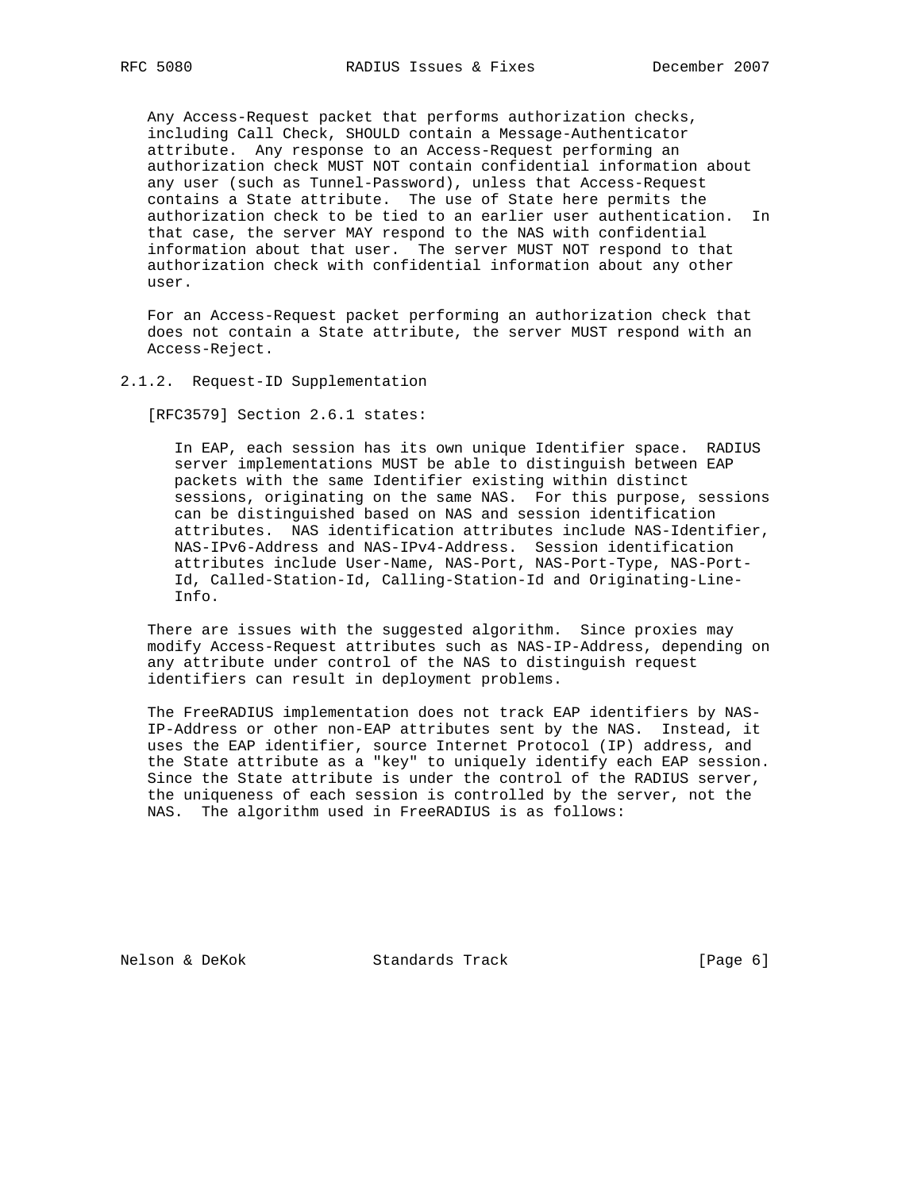Any Access-Request packet that performs authorization checks, including Call Check, SHOULD contain a Message-Authenticator attribute. Any response to an Access-Request performing an authorization check MUST NOT contain confidential information about any user (such as Tunnel-Password), unless that Access-Request contains a State attribute. The use of State here permits the authorization check to be tied to an earlier user authentication. In that case, the server MAY respond to the NAS with confidential information about that user. The server MUST NOT respond to that authorization check with confidential information about any other user.

For an Access-Request packet performing an authorization check that does not contain a State attribute, the server MUST respond with an Access-Reject.

### 2.1.2. Request-ID Supplementation

[RFC3579] Section 2.6.1 states:

> In EAP, each session has its own unique Identifier space. RADIUS server implementations MUST be able to distinguish between EAP packets with the same Identifier existing within distinct sessions, originating on the same NAS. For this purpose, sessions can be distinguished based on NAS and session identification attributes. NAS identification attributes include NAS-Identifier, NAS-IPv6-Address and NAS-IPv4-Address. Session identification attributes include User-Name, NAS-Port, NAS-Port-Type, NAS-Port-Id, Called-Station-Id, Calling-Station-Id and Originating-Line-Info.

There are issues with the suggested algorithm. Since proxies may modify Access-Request attributes such as NAS-IP-Address, depending on any attribute under control of the NAS to distinguish request identifiers can result in deployment problems.

The FreeRADIUS implementation does not track EAP identifiers by NAS-IP-Address or other non-EAP attributes sent by the NAS. Instead, it uses the EAP identifier, source Internet Protocol (IP) address, and the State attribute as a "key" to uniquely identify each EAP session. Since the State attribute is under the control of the RADIUS server, the uniqueness of each session is controlled by the server, not the NAS. The algorithm used in FreeRADIUS is as follows: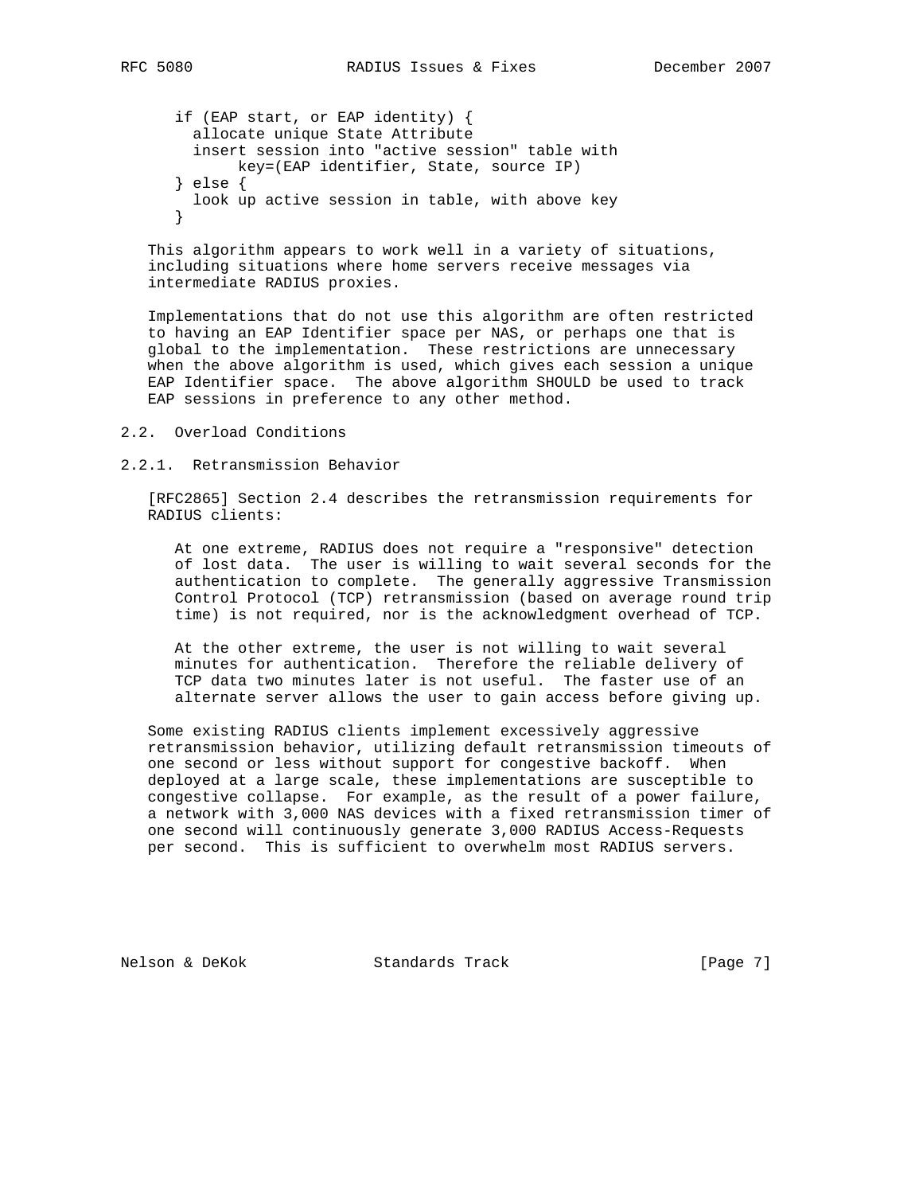```
if (EAP start, or EAP identity) {
  allocate unique State Attribute
  insert session into "active session" table with
       key=(EAP identifier, State, source IP)
} else {
  look up active session in table, with above key
}
```

This algorithm appears to work well in a variety of situations, including situations where home servers receive messages via intermediate RADIUS proxies.

Implementations that do not use this algorithm are often restricted to having an EAP Identifier space per NAS, or perhaps one that is global to the implementation. These restrictions are unnecessary when the above algorithm is used, which gives each session a unique EAP Identifier space. The above algorithm SHOULD be used to track EAP sessions in preference to any other method.

### 2.2. Overload Conditions

#### 2.2.1. Retransmission Behavior

[RFC2865] Section 2.4 describes the retransmission requirements for RADIUS clients:

> At one extreme, RADIUS does not require a "responsive" detection of lost data. The user is willing to wait several seconds for the authentication to complete. The generally aggressive Transmission Control Protocol (TCP) retransmission (based on average round trip time) is not required, nor is the acknowledgment overhead of TCP.
>
> At the other extreme, the user is not willing to wait several minutes for authentication. Therefore the reliable delivery of TCP data two minutes later is not useful. The faster use of an alternate server allows the user to gain access before giving up.

Some existing RADIUS clients implement excessively aggressive retransmission behavior, utilizing default retransmission timeouts of one second or less without support for congestive backoff. When deployed at a large scale, these implementations are susceptible to congestive collapse. For example, as the result of a power failure, a network with 3,000 NAS devices with a fixed retransmission timer of one second will continuously generate 3,000 RADIUS Access-Requests per second. This is sufficient to overwhelm most RADIUS servers.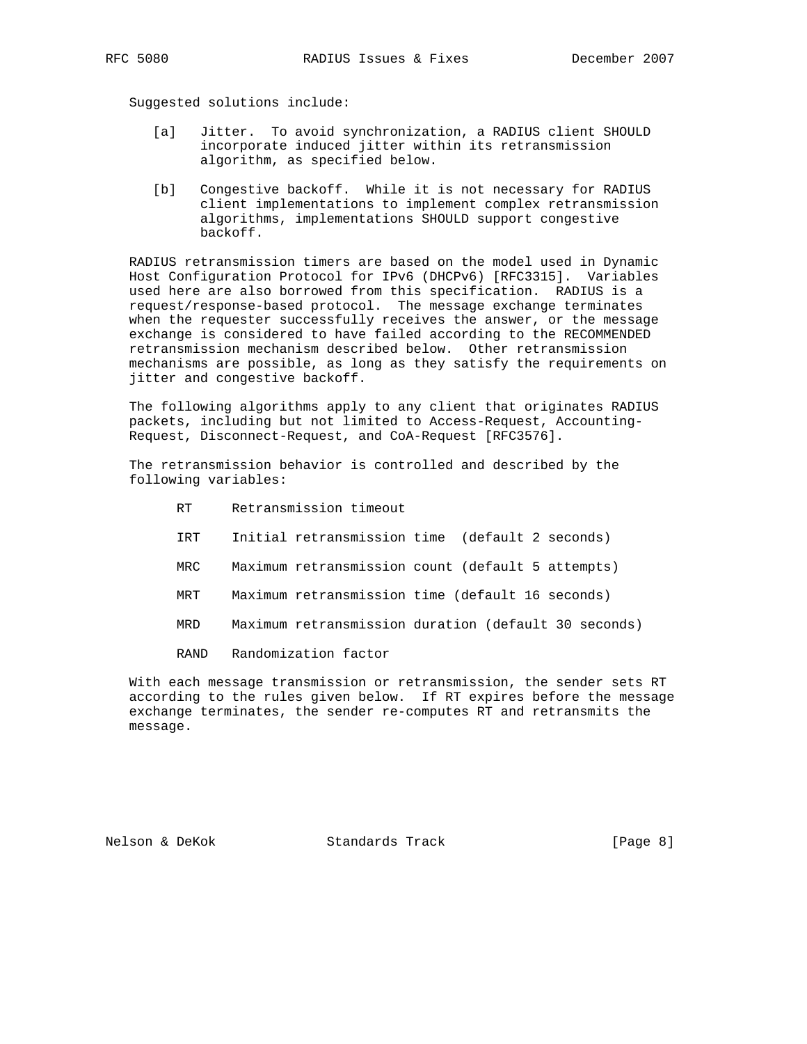Suggested solutions include:

[a] Jitter. To avoid synchronization, a RADIUS client SHOULD incorporate induced jitter within its retransmission algorithm, as specified below.

[b] Congestive backoff. While it is not necessary for RADIUS client implementations to implement complex retransmission algorithms, implementations SHOULD support congestive backoff.

RADIUS retransmission timers are based on the model used in Dynamic Host Configuration Protocol for IPv6 (DHCPv6) [RFC3315]. Variables used here are also borrowed from this specification. RADIUS is a request/response-based protocol. The message exchange terminates when the requester successfully receives the answer, or the message exchange is considered to have failed according to the RECOMMENDED retransmission mechanism described below. Other retransmission mechanisms are possible, as long as they satisfy the requirements on jitter and congestive backoff.

The following algorithms apply to any client that originates RADIUS packets, including but not limited to Access-Request, Accounting-Request, Disconnect-Request, and CoA-Request [RFC3576].

The retransmission behavior is controlled and described by the following variables:

```
RT     Retransmission timeout

IRT    Initial retransmission time  (default 2 seconds)

MRC    Maximum retransmission count (default 5 attempts)

MRT    Maximum retransmission time (default 16 seconds)

MRD    Maximum retransmission duration (default 30 seconds)

RAND   Randomization factor
```

With each message transmission or retransmission, the sender sets RT according to the rules given below. If RT expires before the message exchange terminates, the sender re-computes RT and retransmits the message.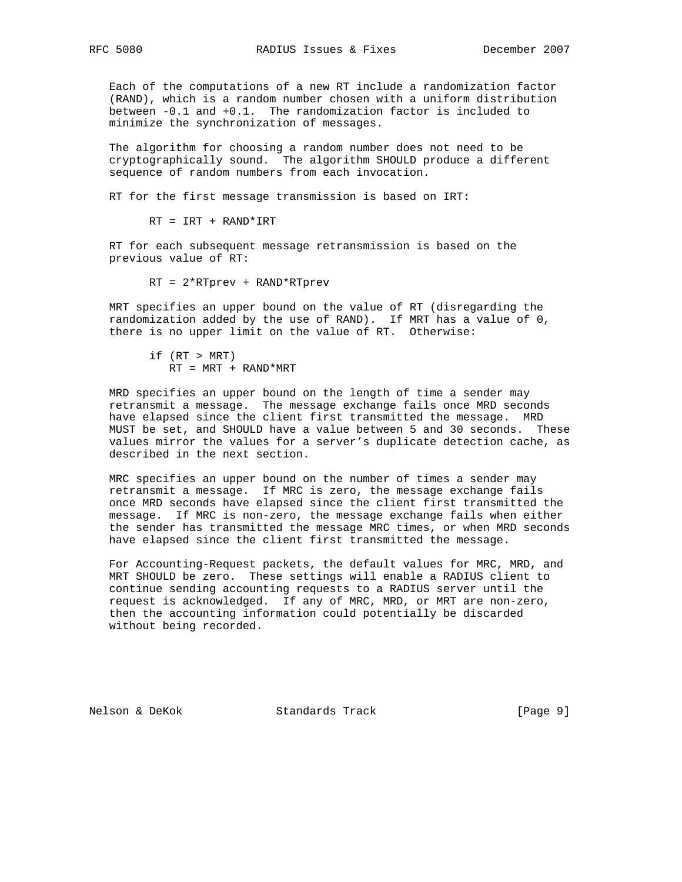Each of the computations of a new RT include a randomization factor (RAND), which is a random number chosen with a uniform distribution between -0.1 and +0.1. The randomization factor is included to minimize the synchronization of messages.

The algorithm for choosing a random number does not need to be cryptographically sound. The algorithm SHOULD produce a different sequence of random numbers from each invocation.

RT for the first message transmission is based on IRT:

```
RT = IRT + RAND*IRT
```

RT for each subsequent message retransmission is based on the previous value of RT:

```
RT = 2*RTprev + RAND*RTprev
```

MRT specifies an upper bound on the value of RT (disregarding the randomization added by the use of RAND). If MRT has a value of 0, there is no upper limit on the value of RT. Otherwise:

```
if (RT > MRT)
   RT = MRT + RAND*MRT
```

MRD specifies an upper bound on the length of time a sender may retransmit a message. The message exchange fails once MRD seconds have elapsed since the client first transmitted the message. MRD MUST be set, and SHOULD have a value between 5 and 30 seconds. These values mirror the values for a server's duplicate detection cache, as described in the next section.

MRC specifies an upper bound on the number of times a sender may retransmit a message. If MRC is zero, the message exchange fails once MRD seconds have elapsed since the client first transmitted the message. If MRC is non-zero, the message exchange fails when either the sender has transmitted the message MRC times, or when MRD seconds have elapsed since the client first transmitted the message.

For Accounting-Request packets, the default values for MRC, MRD, and MRT SHOULD be zero. These settings will enable a RADIUS client to continue sending accounting requests to a RADIUS server until the request is acknowledged. If any of MRC, MRD, or MRT are non-zero, then the accounting information could potentially be discarded without being recorded.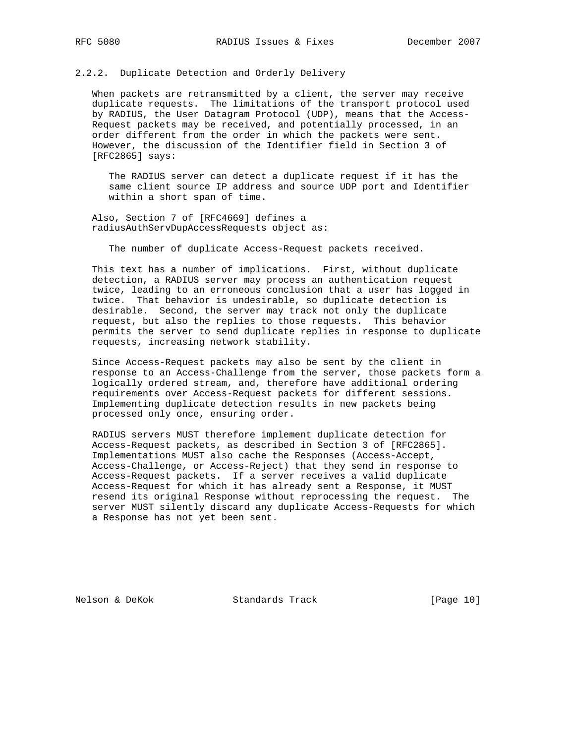### 2.2.2. Duplicate Detection and Orderly Delivery

When packets are retransmitted by a client, the server may receive duplicate requests. The limitations of the transport protocol used by RADIUS, the User Datagram Protocol (UDP), means that the Access-Request packets may be received, and potentially processed, in an order different from the order in which the packets were sent. However, the discussion of the Identifier field in Section 3 of [RFC2865] says:

> The RADIUS server can detect a duplicate request if it has the same client source IP address and source UDP port and Identifier within a short span of time.

Also, Section 7 of [RFC4669] defines a radiusAuthServDupAccessRequests object as:

> The number of duplicate Access-Request packets received.

This text has a number of implications. First, without duplicate detection, a RADIUS server may process an authentication request twice, leading to an erroneous conclusion that a user has logged in twice. That behavior is undesirable, so duplicate detection is desirable. Second, the server may track not only the duplicate request, but also the replies to those requests. This behavior permits the server to send duplicate replies in response to duplicate requests, increasing network stability.

Since Access-Request packets may also be sent by the client in response to an Access-Challenge from the server, those packets form a logically ordered stream, and, therefore have additional ordering requirements over Access-Request packets for different sessions. Implementing duplicate detection results in new packets being processed only once, ensuring order.

RADIUS servers MUST therefore implement duplicate detection for Access-Request packets, as described in Section 3 of [RFC2865]. Implementations MUST also cache the Responses (Access-Accept, Access-Challenge, or Access-Reject) that they send in response to Access-Request packets. If a server receives a valid duplicate Access-Request for which it has already sent a Response, it MUST resend its original Response without reprocessing the request. The server MUST silently discard any duplicate Access-Requests for which a Response has not yet been sent.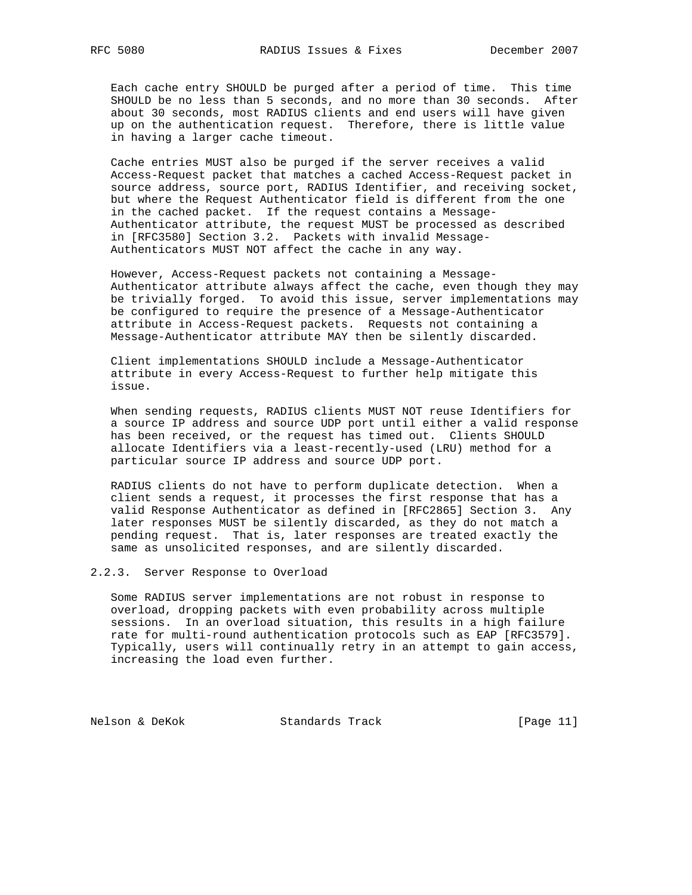Each cache entry SHOULD be purged after a period of time. This time SHOULD be no less than 5 seconds, and no more than 30 seconds. After about 30 seconds, most RADIUS clients and end users will have given up on the authentication request. Therefore, there is little value in having a larger cache timeout.

Cache entries MUST also be purged if the server receives a valid Access-Request packet that matches a cached Access-Request packet in source address, source port, RADIUS Identifier, and receiving socket, but where the Request Authenticator field is different from the one in the cached packet. If the request contains a Message-Authenticator attribute, the request MUST be processed as described in [RFC3580] Section 3.2. Packets with invalid Message-Authenticators MUST NOT affect the cache in any way.

However, Access-Request packets not containing a Message-Authenticator attribute always affect the cache, even though they may be trivially forged. To avoid this issue, server implementations may be configured to require the presence of a Message-Authenticator attribute in Access-Request packets. Requests not containing a Message-Authenticator attribute MAY then be silently discarded.

Client implementations SHOULD include a Message-Authenticator attribute in every Access-Request to further help mitigate this issue.

When sending requests, RADIUS clients MUST NOT reuse Identifiers for a source IP address and source UDP port until either a valid response has been received, or the request has timed out. Clients SHOULD allocate Identifiers via a least-recently-used (LRU) method for a particular source IP address and source UDP port.

RADIUS clients do not have to perform duplicate detection. When a client sends a request, it processes the first response that has a valid Response Authenticator as defined in [RFC2865] Section 3. Any later responses MUST be silently discarded, as they do not match a pending request. That is, later responses are treated exactly the same as unsolicited responses, and are silently discarded.

### 2.2.3. Server Response to Overload

Some RADIUS server implementations are not robust in response to overload, dropping packets with even probability across multiple sessions. In an overload situation, this results in a high failure rate for multi-round authentication protocols such as EAP [RFC3579]. Typically, users will continually retry in an attempt to gain access, increasing the load even further.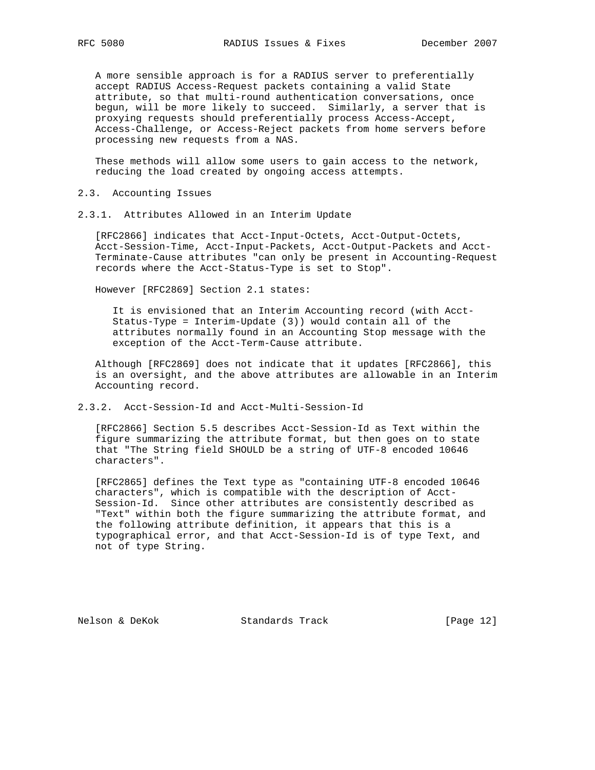A more sensible approach is for a RADIUS server to preferentially accept RADIUS Access-Request packets containing a valid State attribute, so that multi-round authentication conversations, once begun, will be more likely to succeed. Similarly, a server that is proxying requests should preferentially process Access-Accept, Access-Challenge, or Access-Reject packets from home servers before processing new requests from a NAS.

These methods will allow some users to gain access to the network, reducing the load created by ongoing access attempts.

### 2.3. Accounting Issues

#### 2.3.1. Attributes Allowed in an Interim Update

[RFC2866] indicates that Acct-Input-Octets, Acct-Output-Octets, Acct-Session-Time, Acct-Input-Packets, Acct-Output-Packets and Acct-Terminate-Cause attributes "can only be present in Accounting-Request records where the Acct-Status-Type is set to Stop".

However [RFC2869] Section 2.1 states:

> It is envisioned that an Interim Accounting record (with Acct-Status-Type = Interim-Update (3)) would contain all of the attributes normally found in an Accounting Stop message with the exception of the Acct-Term-Cause attribute.

Although [RFC2869] does not indicate that it updates [RFC2866], this is an oversight, and the above attributes are allowable in an Interim Accounting record.

#### 2.3.2. Acct-Session-Id and Acct-Multi-Session-Id

[RFC2866] Section 5.5 describes Acct-Session-Id as Text within the figure summarizing the attribute format, but then goes on to state that "The String field SHOULD be a string of UTF-8 encoded 10646 characters".

[RFC2865] defines the Text type as "containing UTF-8 encoded 10646 characters", which is compatible with the description of Acct-Session-Id. Since other attributes are consistently described as "Text" within both the figure summarizing the attribute format, and the following attribute definition, it appears that this is a typographical error, and that Acct-Session-Id is of type Text, and not of type String.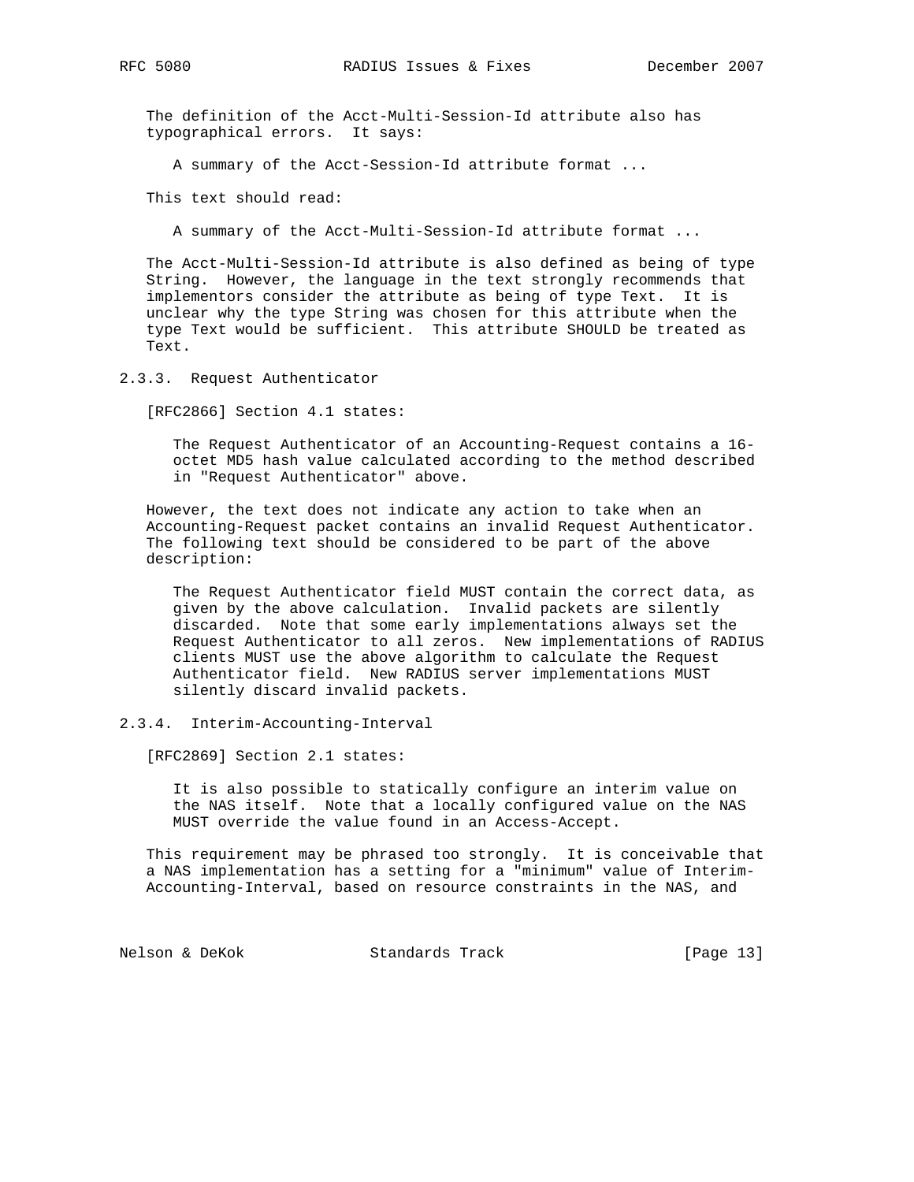The definition of the Acct-Multi-Session-Id attribute also has typographical errors. It says:

> A summary of the Acct-Session-Id attribute format ...

This text should read:

> A summary of the Acct-Multi-Session-Id attribute format ...

The Acct-Multi-Session-Id attribute is also defined as being of type String. However, the language in the text strongly recommends that implementors consider the attribute as being of type Text. It is unclear why the type String was chosen for this attribute when the type Text would be sufficient. This attribute SHOULD be treated as Text.

### 2.3.3. Request Authenticator

[RFC2866] Section 4.1 states:

> The Request Authenticator of an Accounting-Request contains a 16-octet MD5 hash value calculated according to the method described in "Request Authenticator" above.

However, the text does not indicate any action to take when an Accounting-Request packet contains an invalid Request Authenticator. The following text should be considered to be part of the above description:

> The Request Authenticator field MUST contain the correct data, as given by the above calculation. Invalid packets are silently discarded. Note that some early implementations always set the Request Authenticator to all zeros. New implementations of RADIUS clients MUST use the above algorithm to calculate the Request Authenticator field. New RADIUS server implementations MUST silently discard invalid packets.

### 2.3.4. Interim-Accounting-Interval

[RFC2869] Section 2.1 states:

> It is also possible to statically configure an interim value on the NAS itself. Note that a locally configured value on the NAS MUST override the value found in an Access-Accept.

This requirement may be phrased too strongly. It is conceivable that a NAS implementation has a setting for a "minimum" value of Interim-Accounting-Interval, based on resource constraints in the NAS, and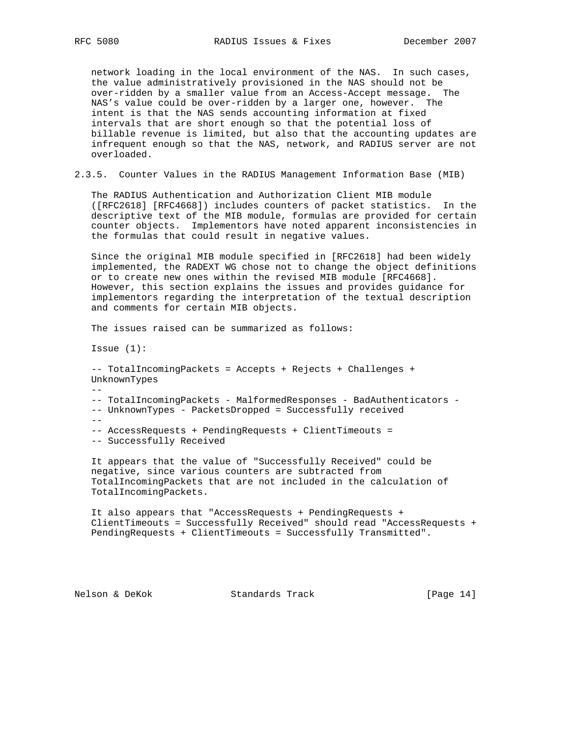network loading in the local environment of the NAS. In such cases, the value administratively provisioned in the NAS should not be over-ridden by a smaller value from an Access-Accept message. The NAS's value could be over-ridden by a larger one, however. The intent is that the NAS sends accounting information at fixed intervals that are short enough so that the potential loss of billable revenue is limited, but also that the accounting updates are infrequent enough so that the NAS, network, and RADIUS server are not overloaded.

### 2.3.5. Counter Values in the RADIUS Management Information Base (MIB)

The RADIUS Authentication and Authorization Client MIB module ([RFC2618] [RFC4668]) includes counters of packet statistics. In the descriptive text of the MIB module, formulas are provided for certain counter objects. Implementors have noted apparent inconsistencies in the formulas that could result in negative values.

Since the original MIB module specified in [RFC2618] had been widely implemented, the RADEXT WG chose not to change the object definitions or to create new ones within the revised MIB module [RFC4668]. However, this section explains the issues and provides guidance for implementors regarding the interpretation of the textual description and comments for certain MIB objects.

The issues raised can be summarized as follows:

Issue (1):

```
-- TotalIncomingPackets = Accepts + Rejects + Challenges +
UnknownTypes
--
-- TotalIncomingPackets - MalformedResponses - BadAuthenticators -
-- UnknownTypes - PacketsDropped = Successfully received
--
-- AccessRequests + PendingRequests + ClientTimeouts =
-- Successfully Received
```

It appears that the value of "Successfully Received" could be negative, since various counters are subtracted from TotalIncomingPackets that are not included in the calculation of TotalIncomingPackets.

It also appears that "AccessRequests + PendingRequests + ClientTimeouts = Successfully Received" should read "AccessRequests + PendingRequests + ClientTimeouts = Successfully Transmitted".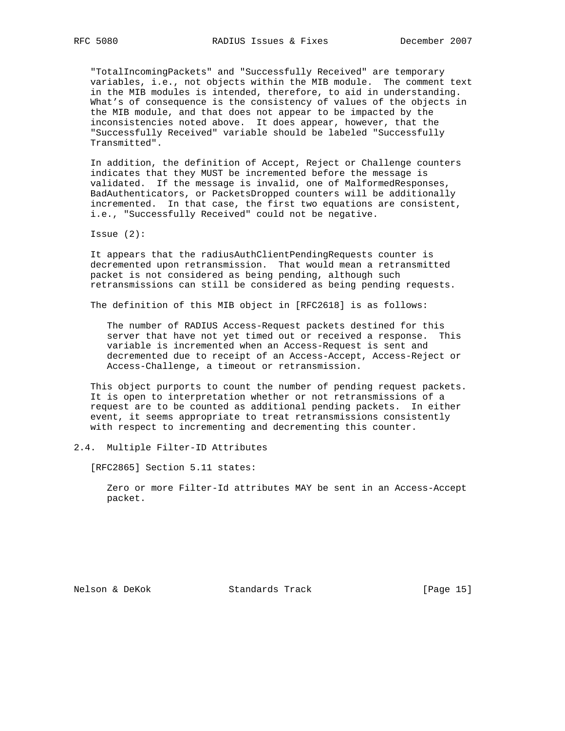"TotalIncomingPackets" and "Successfully Received" are temporary variables, i.e., not objects within the MIB module. The comment text in the MIB modules is intended, therefore, to aid in understanding. What's of consequence is the consistency of values of the objects in the MIB module, and that does not appear to be impacted by the inconsistencies noted above. It does appear, however, that the "Successfully Received" variable should be labeled "Successfully Transmitted".

In addition, the definition of Accept, Reject or Challenge counters indicates that they MUST be incremented before the message is validated. If the message is invalid, one of MalformedResponses, BadAuthenticators, or PacketsDropped counters will be additionally incremented. In that case, the first two equations are consistent, i.e., "Successfully Received" could not be negative.

Issue (2):

It appears that the radiusAuthClientPendingRequests counter is decremented upon retransmission. That would mean a retransmitted packet is not considered as being pending, although such retransmissions can still be considered as being pending requests.

The definition of this MIB object in [RFC2618] is as follows:

> The number of RADIUS Access-Request packets destined for this server that have not yet timed out or received a response. This variable is incremented when an Access-Request is sent and decremented due to receipt of an Access-Accept, Access-Reject or Access-Challenge, a timeout or retransmission.

This object purports to count the number of pending request packets. It is open to interpretation whether or not retransmissions of a request are to be counted as additional pending packets. In either event, it seems appropriate to treat retransmissions consistently with respect to incrementing and decrementing this counter.

### 2.4. Multiple Filter-ID Attributes

[RFC2865] Section 5.11 states:

> Zero or more Filter-Id attributes MAY be sent in an Access-Accept packet.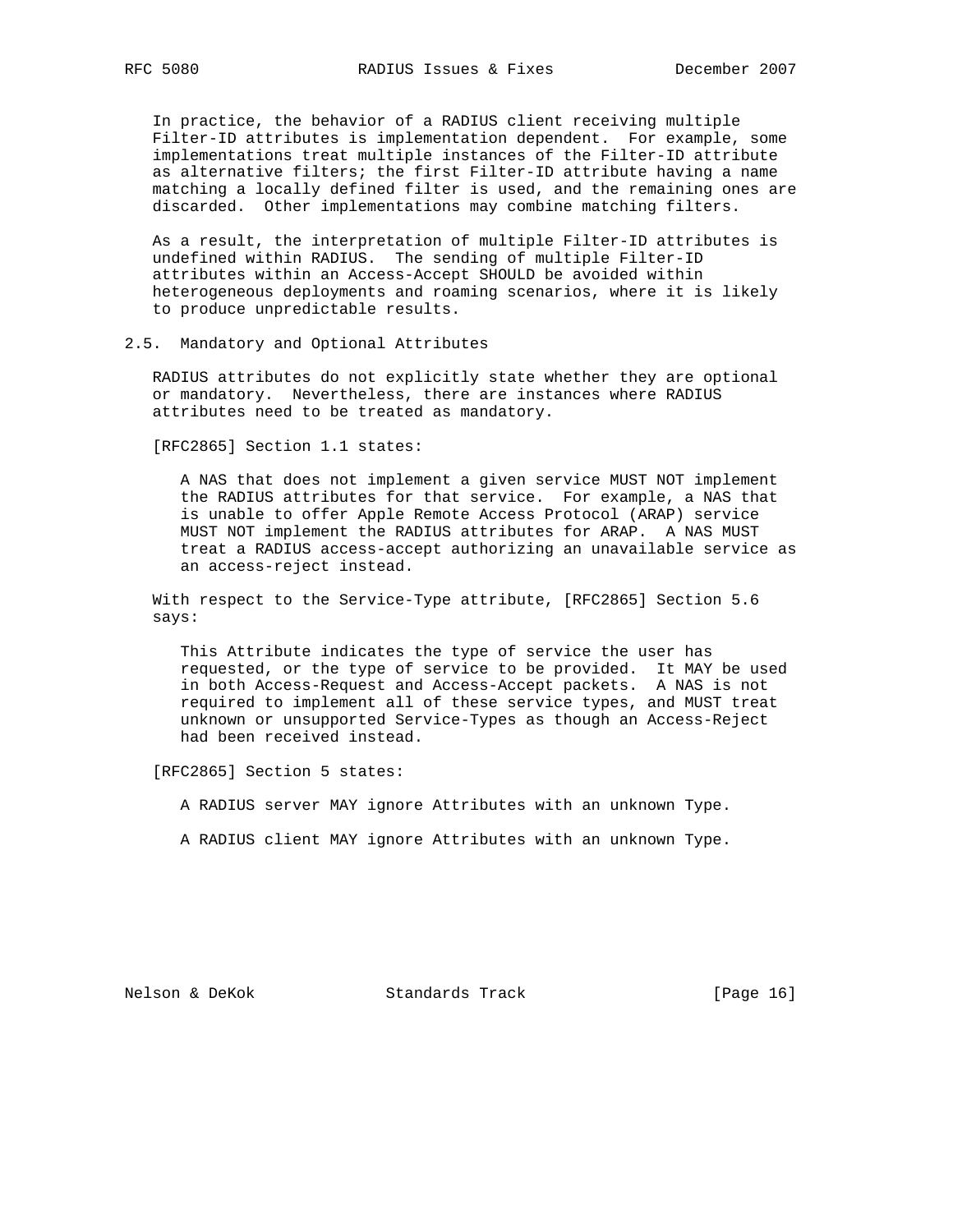In practice, the behavior of a RADIUS client receiving multiple Filter-ID attributes is implementation dependent. For example, some implementations treat multiple instances of the Filter-ID attribute as alternative filters; the first Filter-ID attribute having a name matching a locally defined filter is used, and the remaining ones are discarded. Other implementations may combine matching filters.

As a result, the interpretation of multiple Filter-ID attributes is undefined within RADIUS. The sending of multiple Filter-ID attributes within an Access-Accept SHOULD be avoided within heterogeneous deployments and roaming scenarios, where it is likely to produce unpredictable results.

## 2.5. Mandatory and Optional Attributes

RADIUS attributes do not explicitly state whether they are optional or mandatory. Nevertheless, there are instances where RADIUS attributes need to be treated as mandatory.

[RFC2865] Section 1.1 states:

> A NAS that does not implement a given service MUST NOT implement the RADIUS attributes for that service. For example, a NAS that is unable to offer Apple Remote Access Protocol (ARAP) service MUST NOT implement the RADIUS attributes for ARAP. A NAS MUST treat a RADIUS access-accept authorizing an unavailable service as an access-reject instead.

With respect to the Service-Type attribute, [RFC2865] Section 5.6 says:

> This Attribute indicates the type of service the user has requested, or the type of service to be provided. It MAY be used in both Access-Request and Access-Accept packets. A NAS is not required to implement all of these service types, and MUST treat unknown or unsupported Service-Types as though an Access-Reject had been received instead.

[RFC2865] Section 5 states:

> A RADIUS server MAY ignore Attributes with an unknown Type.
>
> A RADIUS client MAY ignore Attributes with an unknown Type.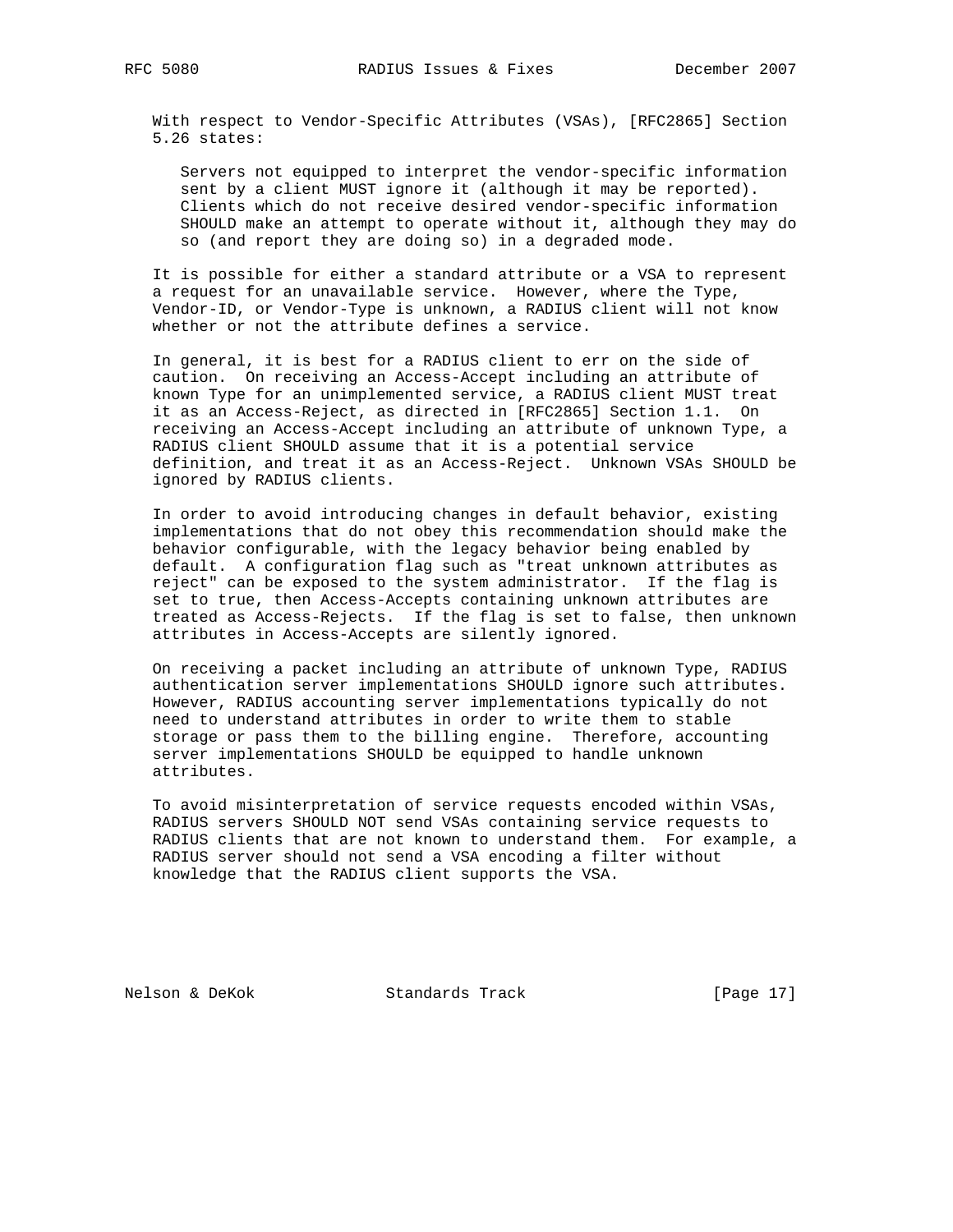With respect to Vendor-Specific Attributes (VSAs), [RFC2865] Section 5.26 states:

> Servers not equipped to interpret the vendor-specific information sent by a client MUST ignore it (although it may be reported). Clients which do not receive desired vendor-specific information SHOULD make an attempt to operate without it, although they may do so (and report they are doing so) in a degraded mode.

It is possible for either a standard attribute or a VSA to represent a request for an unavailable service. However, where the Type, Vendor-ID, or Vendor-Type is unknown, a RADIUS client will not know whether or not the attribute defines a service.

In general, it is best for a RADIUS client to err on the side of caution. On receiving an Access-Accept including an attribute of known Type for an unimplemented service, a RADIUS client MUST treat it as an Access-Reject, as directed in [RFC2865] Section 1.1. On receiving an Access-Accept including an attribute of unknown Type, a RADIUS client SHOULD assume that it is a potential service definition, and treat it as an Access-Reject. Unknown VSAs SHOULD be ignored by RADIUS clients.

In order to avoid introducing changes in default behavior, existing implementations that do not obey this recommendation should make the behavior configurable, with the legacy behavior being enabled by default. A configuration flag such as "treat unknown attributes as reject" can be exposed to the system administrator. If the flag is set to true, then Access-Accepts containing unknown attributes are treated as Access-Rejects. If the flag is set to false, then unknown attributes in Access-Accepts are silently ignored.

On receiving a packet including an attribute of unknown Type, RADIUS authentication server implementations SHOULD ignore such attributes. However, RADIUS accounting server implementations typically do not need to understand attributes in order to write them to stable storage or pass them to the billing engine. Therefore, accounting server implementations SHOULD be equipped to handle unknown attributes.

To avoid misinterpretation of service requests encoded within VSAs, RADIUS servers SHOULD NOT send VSAs containing service requests to RADIUS clients that are not known to understand them. For example, a RADIUS server should not send a VSA encoding a filter without knowledge that the RADIUS client supports the VSA.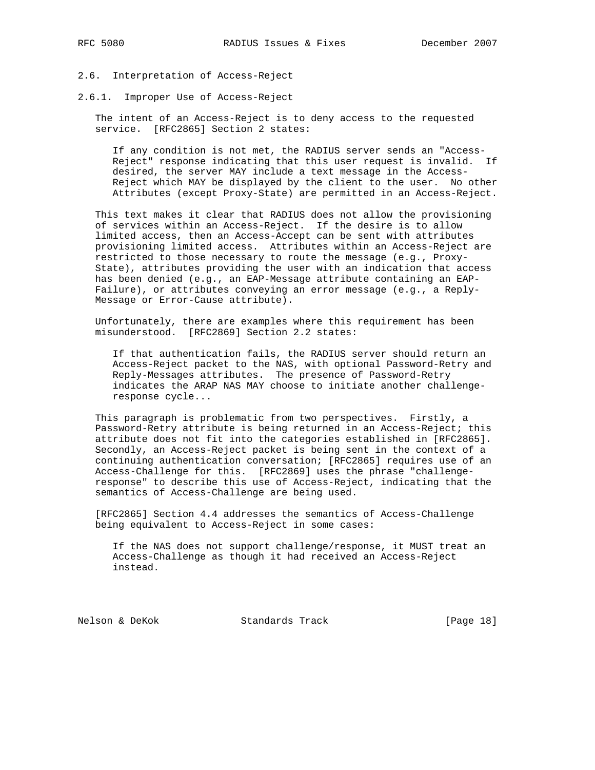### 2.6. Interpretation of Access-Reject

#### 2.6.1. Improper Use of Access-Reject

The intent of an Access-Reject is to deny access to the requested service. [RFC2865] Section 2 states:

> If any condition is not met, the RADIUS server sends an "Access-Reject" response indicating that this user request is invalid. If desired, the server MAY include a text message in the Access-Reject which MAY be displayed by the client to the user. No other Attributes (except Proxy-State) are permitted in an Access-Reject.

This text makes it clear that RADIUS does not allow the provisioning of services within an Access-Reject. If the desire is to allow limited access, then an Access-Accept can be sent with attributes provisioning limited access. Attributes within an Access-Reject are restricted to those necessary to route the message (e.g., Proxy-State), attributes providing the user with an indication that access has been denied (e.g., an EAP-Message attribute containing an EAP-Failure), or attributes conveying an error message (e.g., a Reply-Message or Error-Cause attribute).

Unfortunately, there are examples where this requirement has been misunderstood. [RFC2869] Section 2.2 states:

> If that authentication fails, the RADIUS server should return an Access-Reject packet to the NAS, with optional Password-Retry and Reply-Messages attributes. The presence of Password-Retry indicates the ARAP NAS MAY choose to initiate another challenge-response cycle...

This paragraph is problematic from two perspectives. Firstly, a Password-Retry attribute is being returned in an Access-Reject; this attribute does not fit into the categories established in [RFC2865]. Secondly, an Access-Reject packet is being sent in the context of a continuing authentication conversation; [RFC2865] requires use of an Access-Challenge for this. [RFC2869] uses the phrase "challenge-response" to describe this use of Access-Reject, indicating that the semantics of Access-Challenge are being used.

[RFC2865] Section 4.4 addresses the semantics of Access-Challenge being equivalent to Access-Reject in some cases:

> If the NAS does not support challenge/response, it MUST treat an Access-Challenge as though it had received an Access-Reject instead.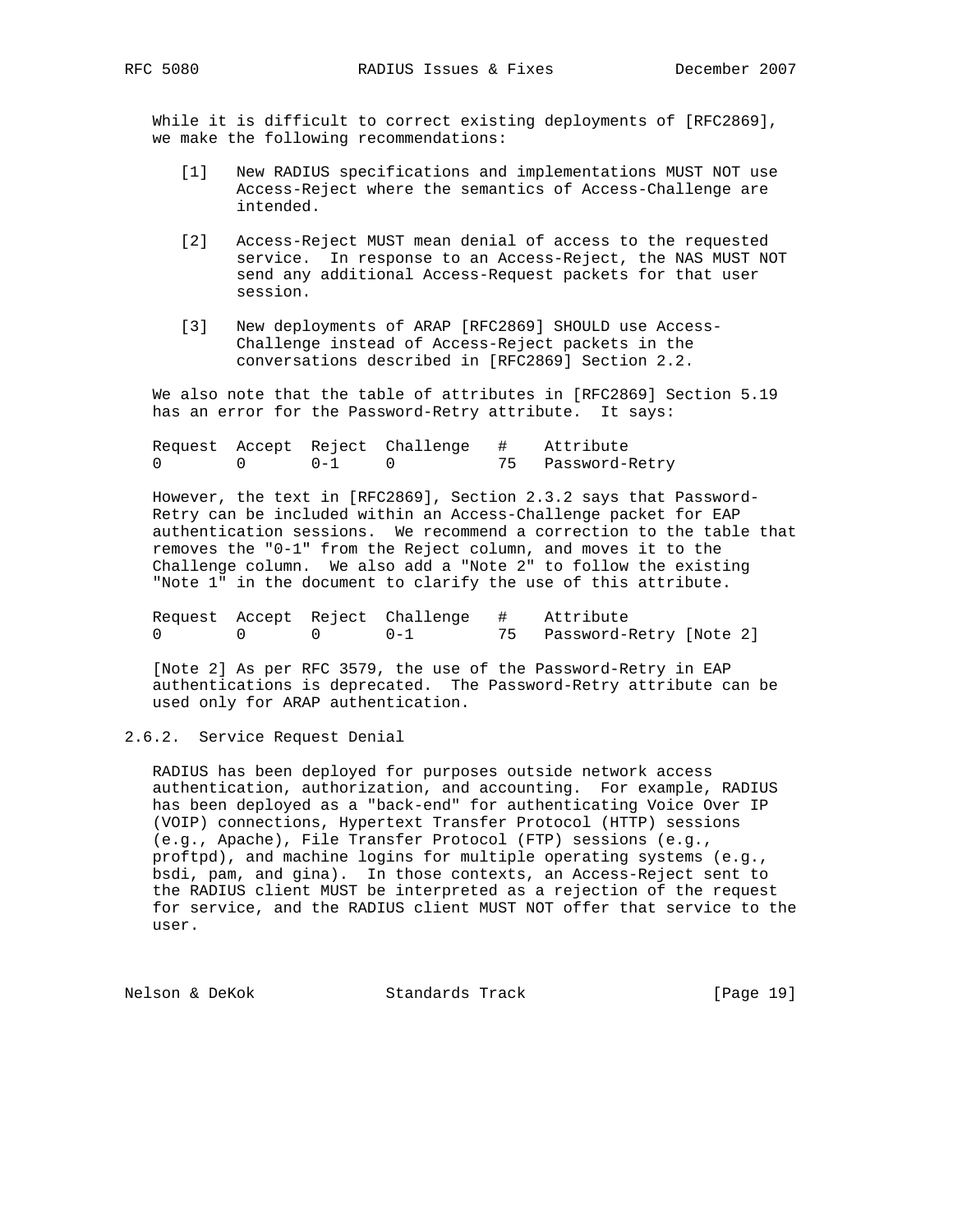While it is difficult to correct existing deployments of [RFC2869], we make the following recommendations:

[1] New RADIUS specifications and implementations MUST NOT use Access-Reject where the semantics of Access-Challenge are intended.

[2] Access-Reject MUST mean denial of access to the requested service. In response to an Access-Reject, the NAS MUST NOT send any additional Access-Request packets for that user session.

[3] New deployments of ARAP [RFC2869] SHOULD use Access-Challenge instead of Access-Reject packets in the conversations described in [RFC2869] Section 2.2.

We also note that the table of attributes in [RFC2869] Section 5.19 has an error for the Password-Retry attribute. It says:

| Request | Accept | Reject | Challenge | # | Attribute |
|---|---|---|---|---|---|
| 0 | 0 | 0-1 | 0 | 75 | Password-Retry |

However, the text in [RFC2869], Section 2.3.2 says that Password-Retry can be included within an Access-Challenge packet for EAP authentication sessions. We recommend a correction to the table that removes the "0-1" from the Reject column, and moves it to the Challenge column. We also add a "Note 2" to follow the existing "Note 1" in the document to clarify the use of this attribute.

| Request | Accept | Reject | Challenge | # | Attribute |
|---|---|---|---|---|---|
| 0 | 0 | 0 | 0-1 | 75 | Password-Retry [Note 2] |

[Note 2] As per RFC 3579, the use of the Password-Retry in EAP authentications is deprecated. The Password-Retry attribute can be used only for ARAP authentication.

### 2.6.2. Service Request Denial

RADIUS has been deployed for purposes outside network access authentication, authorization, and accounting. For example, RADIUS has been deployed as a "back-end" for authenticating Voice Over IP (VOIP) connections, Hypertext Transfer Protocol (HTTP) sessions (e.g., Apache), File Transfer Protocol (FTP) sessions (e.g., proftpd), and machine logins for multiple operating systems (e.g., bsdi, pam, and gina). In those contexts, an Access-Reject sent to the RADIUS client MUST be interpreted as a rejection of the request for service, and the RADIUS client MUST NOT offer that service to the user.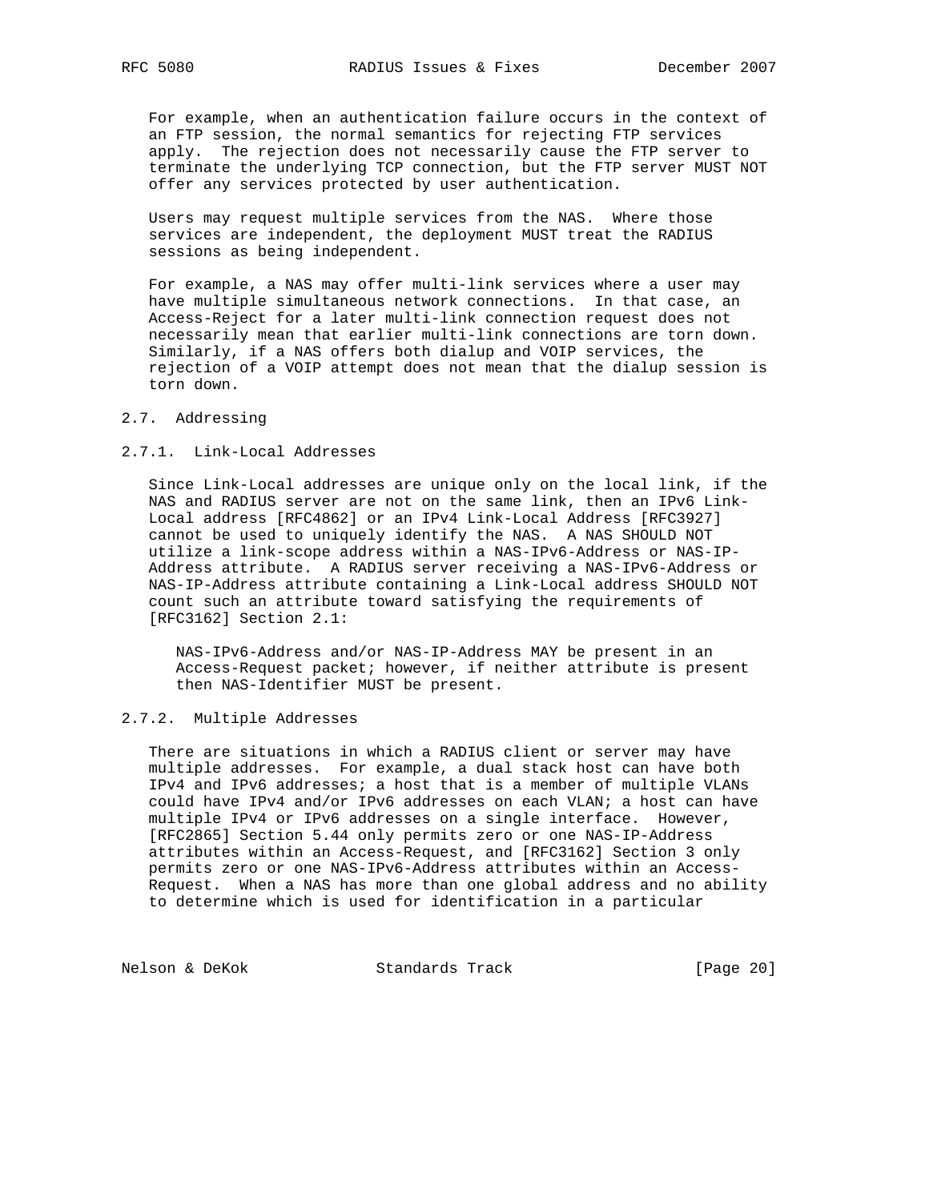For example, when an authentication failure occurs in the context of an FTP session, the normal semantics for rejecting FTP services apply. The rejection does not necessarily cause the FTP server to terminate the underlying TCP connection, but the FTP server MUST NOT offer any services protected by user authentication.

Users may request multiple services from the NAS. Where those services are independent, the deployment MUST treat the RADIUS sessions as being independent.

For example, a NAS may offer multi-link services where a user may have multiple simultaneous network connections. In that case, an Access-Reject for a later multi-link connection request does not necessarily mean that earlier multi-link connections are torn down. Similarly, if a NAS offers both dialup and VOIP services, the rejection of a VOIP attempt does not mean that the dialup session is torn down.

### 2.7. Addressing

#### 2.7.1. Link-Local Addresses

Since Link-Local addresses are unique only on the local link, if the NAS and RADIUS server are not on the same link, then an IPv6 Link-Local address [RFC4862] or an IPv4 Link-Local Address [RFC3927] cannot be used to uniquely identify the NAS. A NAS SHOULD NOT utilize a link-scope address within a NAS-IPv6-Address or NAS-IP-Address attribute. A RADIUS server receiving a NAS-IPv6-Address or NAS-IP-Address attribute containing a Link-Local address SHOULD NOT count such an attribute toward satisfying the requirements of [RFC3162] Section 2.1:

> NAS-IPv6-Address and/or NAS-IP-Address MAY be present in an Access-Request packet; however, if neither attribute is present then NAS-Identifier MUST be present.

#### 2.7.2. Multiple Addresses

There are situations in which a RADIUS client or server may have multiple addresses. For example, a dual stack host can have both IPv4 and IPv6 addresses; a host that is a member of multiple VLANs could have IPv4 and/or IPv6 addresses on each VLAN; a host can have multiple IPv4 or IPv6 addresses on a single interface. However, [RFC2865] Section 5.44 only permits zero or one NAS-IP-Address attributes within an Access-Request, and [RFC3162] Section 3 only permits zero or one NAS-IPv6-Address attributes within an Access-Request. When a NAS has more than one global address and no ability to determine which is used for identification in a particular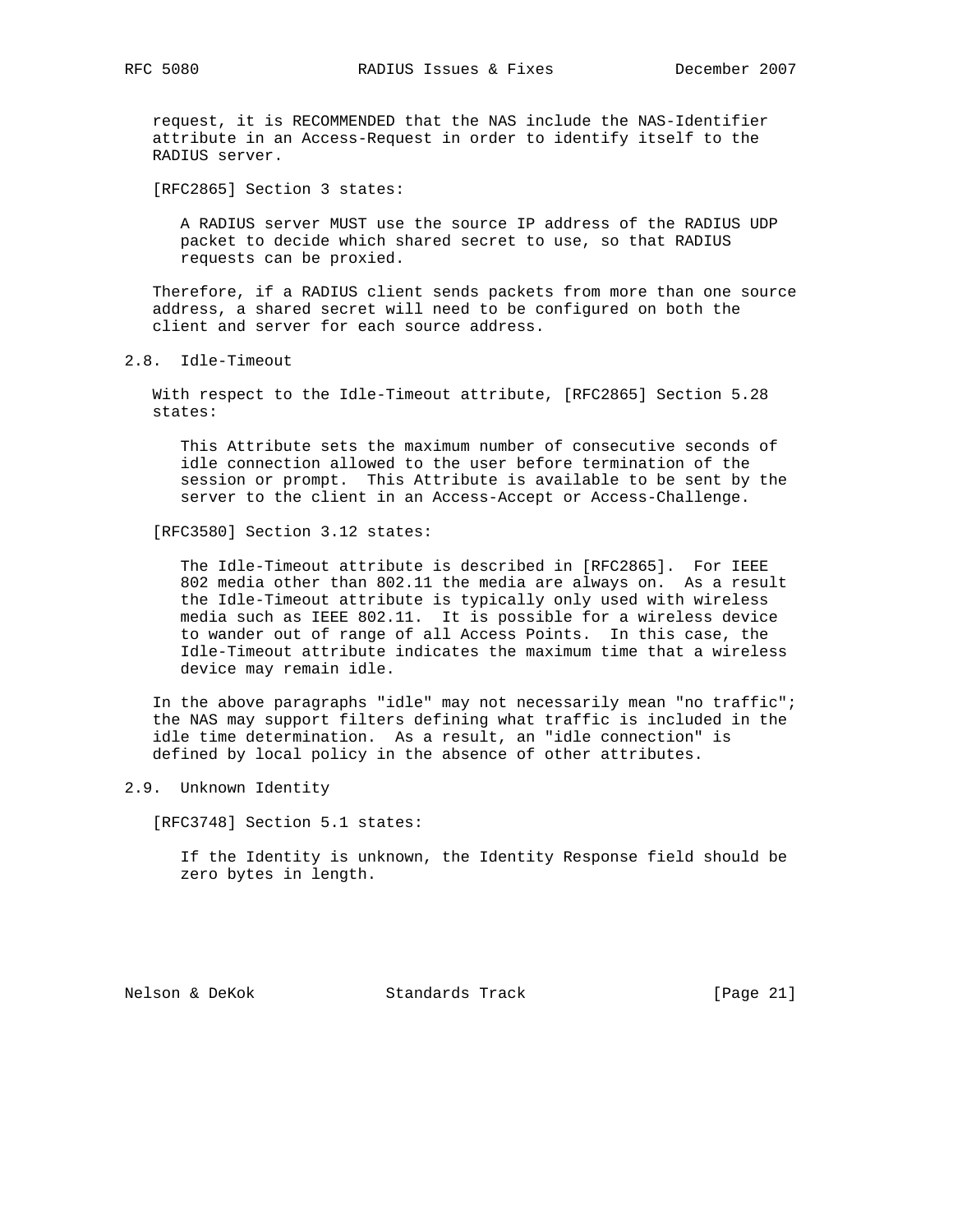request, it is RECOMMENDED that the NAS include the NAS-Identifier attribute in an Access-Request in order to identify itself to the RADIUS server.

[RFC2865] Section 3 states:

> A RADIUS server MUST use the source IP address of the RADIUS UDP packet to decide which shared secret to use, so that RADIUS requests can be proxied.

Therefore, if a RADIUS client sends packets from more than one source address, a shared secret will need to be configured on both the client and server for each source address.

## 2.8. Idle-Timeout

With respect to the Idle-Timeout attribute, [RFC2865] Section 5.28 states:

> This Attribute sets the maximum number of consecutive seconds of idle connection allowed to the user before termination of the session or prompt. This Attribute is available to be sent by the server to the client in an Access-Accept or Access-Challenge.

[RFC3580] Section 3.12 states:

> The Idle-Timeout attribute is described in [RFC2865]. For IEEE 802 media other than 802.11 the media are always on. As a result the Idle-Timeout attribute is typically only used with wireless media such as IEEE 802.11. It is possible for a wireless device to wander out of range of all Access Points. In this case, the Idle-Timeout attribute indicates the maximum time that a wireless device may remain idle.

In the above paragraphs "idle" may not necessarily mean "no traffic"; the NAS may support filters defining what traffic is included in the idle time determination. As a result, an "idle connection" is defined by local policy in the absence of other attributes.

## 2.9. Unknown Identity

[RFC3748] Section 5.1 states:

> If the Identity is unknown, the Identity Response field should be zero bytes in length.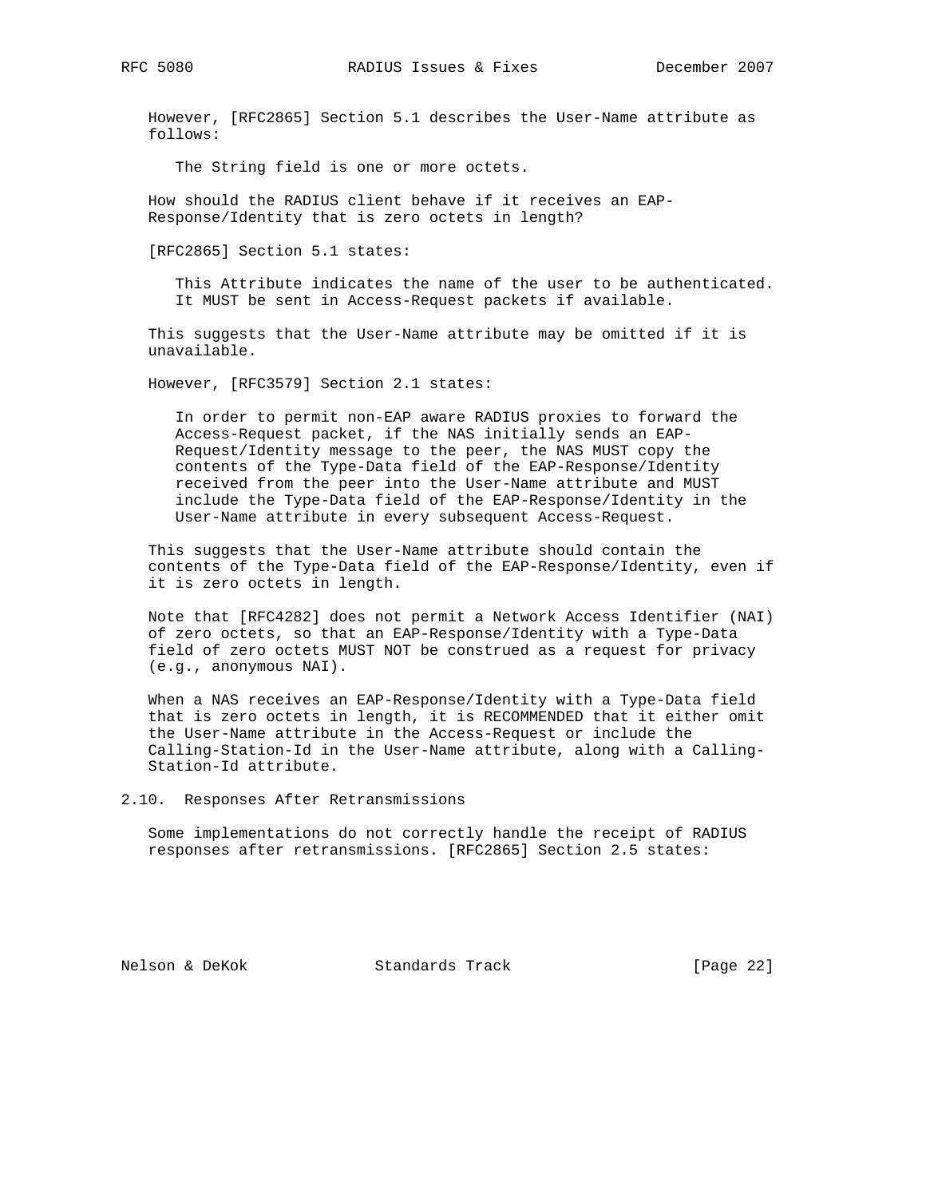However, [RFC2865] Section 5.1 describes the User-Name attribute as follows:

> The String field is one or more octets.

How should the RADIUS client behave if it receives an EAP-Response/Identity that is zero octets in length?

[RFC2865] Section 5.1 states:

> This Attribute indicates the name of the user to be authenticated. It MUST be sent in Access-Request packets if available.

This suggests that the User-Name attribute may be omitted if it is unavailable.

However, [RFC3579] Section 2.1 states:

> In order to permit non-EAP aware RADIUS proxies to forward the Access-Request packet, if the NAS initially sends an EAP-Request/Identity message to the peer, the NAS MUST copy the contents of the Type-Data field of the EAP-Response/Identity received from the peer into the User-Name attribute and MUST include the Type-Data field of the EAP-Response/Identity in the User-Name attribute in every subsequent Access-Request.

This suggests that the User-Name attribute should contain the contents of the Type-Data field of the EAP-Response/Identity, even if it is zero octets in length.

Note that [RFC4282] does not permit a Network Access Identifier (NAI) of zero octets, so that an EAP-Response/Identity with a Type-Data field of zero octets MUST NOT be construed as a request for privacy (e.g., anonymous NAI).

When a NAS receives an EAP-Response/Identity with a Type-Data field that is zero octets in length, it is RECOMMENDED that it either omit the User-Name attribute in the Access-Request or include the Calling-Station-Id in the User-Name attribute, along with a Calling-Station-Id attribute.

## 2.10. Responses After Retransmissions

Some implementations do not correctly handle the receipt of RADIUS responses after retransmissions. [RFC2865] Section 2.5 states: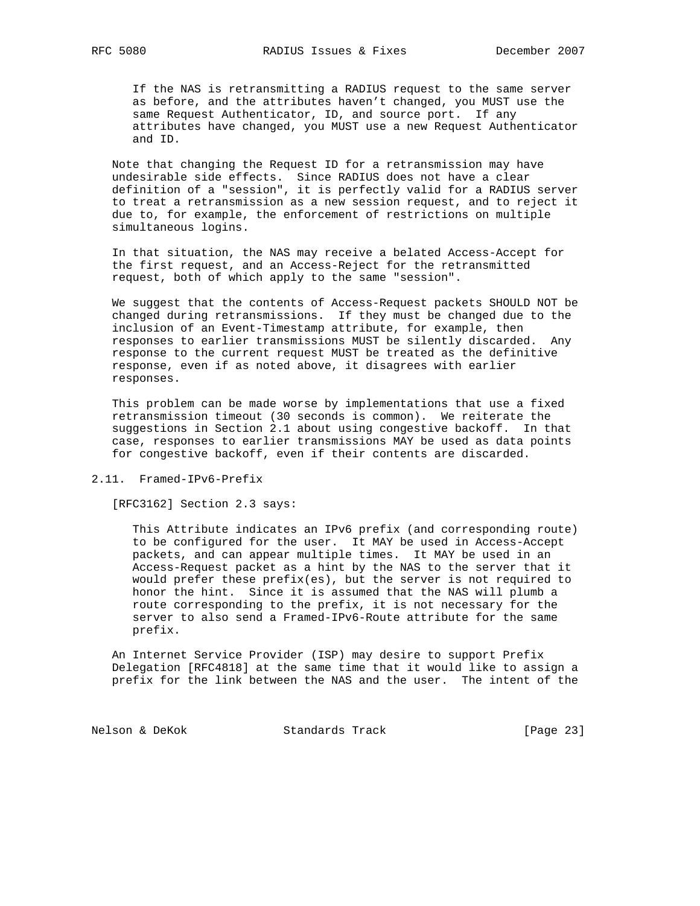> If the NAS is retransmitting a RADIUS request to the same server as before, and the attributes haven't changed, you MUST use the same Request Authenticator, ID, and source port. If any attributes have changed, you MUST use a new Request Authenticator and ID.

Note that changing the Request ID for a retransmission may have undesirable side effects. Since RADIUS does not have a clear definition of a "session", it is perfectly valid for a RADIUS server to treat a retransmission as a new session request, and to reject it due to, for example, the enforcement of restrictions on multiple simultaneous logins.

In that situation, the NAS may receive a belated Access-Accept for the first request, and an Access-Reject for the retransmitted request, both of which apply to the same "session".

We suggest that the contents of Access-Request packets SHOULD NOT be changed during retransmissions. If they must be changed due to the inclusion of an Event-Timestamp attribute, for example, then responses to earlier transmissions MUST be silently discarded. Any response to the current request MUST be treated as the definitive response, even if as noted above, it disagrees with earlier responses.

This problem can be made worse by implementations that use a fixed retransmission timeout (30 seconds is common). We reiterate the suggestions in Section 2.1 about using congestive backoff. In that case, responses to earlier transmissions MAY be used as data points for congestive backoff, even if their contents are discarded.

### 2.11. Framed-IPv6-Prefix

[RFC3162] Section 2.3 says:

> This Attribute indicates an IPv6 prefix (and corresponding route) to be configured for the user. It MAY be used in Access-Accept packets, and can appear multiple times. It MAY be used in an Access-Request packet as a hint by the NAS to the server that it would prefer these prefix(es), but the server is not required to honor the hint. Since it is assumed that the NAS will plumb a route corresponding to the prefix, it is not necessary for the server to also send a Framed-IPv6-Route attribute for the same prefix.

An Internet Service Provider (ISP) may desire to support Prefix Delegation [RFC4818] at the same time that it would like to assign a prefix for the link between the NAS and the user. The intent of the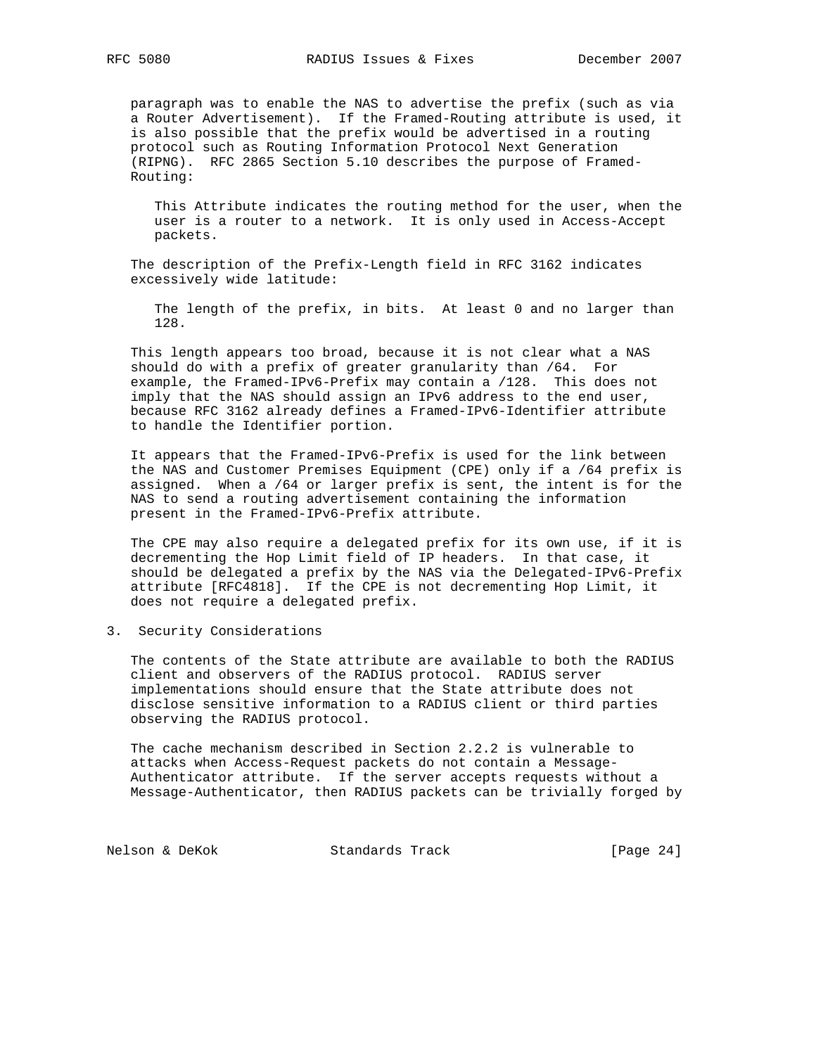paragraph was to enable the NAS to advertise the prefix (such as via a Router Advertisement). If the Framed-Routing attribute is used, it is also possible that the prefix would be advertised in a routing protocol such as Routing Information Protocol Next Generation (RIPNG). RFC 2865 Section 5.10 describes the purpose of Framed-Routing:

> This Attribute indicates the routing method for the user, when the user is a router to a network. It is only used in Access-Accept packets.

The description of the Prefix-Length field in RFC 3162 indicates excessively wide latitude:

> The length of the prefix, in bits. At least 0 and no larger than 128.

This length appears too broad, because it is not clear what a NAS should do with a prefix of greater granularity than /64. For example, the Framed-IPv6-Prefix may contain a /128. This does not imply that the NAS should assign an IPv6 address to the end user, because RFC 3162 already defines a Framed-IPv6-Identifier attribute to handle the Identifier portion.

It appears that the Framed-IPv6-Prefix is used for the link between the NAS and Customer Premises Equipment (CPE) only if a /64 prefix is assigned. When a /64 or larger prefix is sent, the intent is for the NAS to send a routing advertisement containing the information present in the Framed-IPv6-Prefix attribute.

The CPE may also require a delegated prefix for its own use, if it is decrementing the Hop Limit field of IP headers. In that case, it should be delegated a prefix by the NAS via the Delegated-IPv6-Prefix attribute [RFC4818]. If the CPE is not decrementing Hop Limit, it does not require a delegated prefix.

## 3. Security Considerations

The contents of the State attribute are available to both the RADIUS client and observers of the RADIUS protocol. RADIUS server implementations should ensure that the State attribute does not disclose sensitive information to a RADIUS client or third parties observing the RADIUS protocol.

The cache mechanism described in Section 2.2.2 is vulnerable to attacks when Access-Request packets do not contain a Message-Authenticator attribute. If the server accepts requests without a Message-Authenticator, then RADIUS packets can be trivially forged by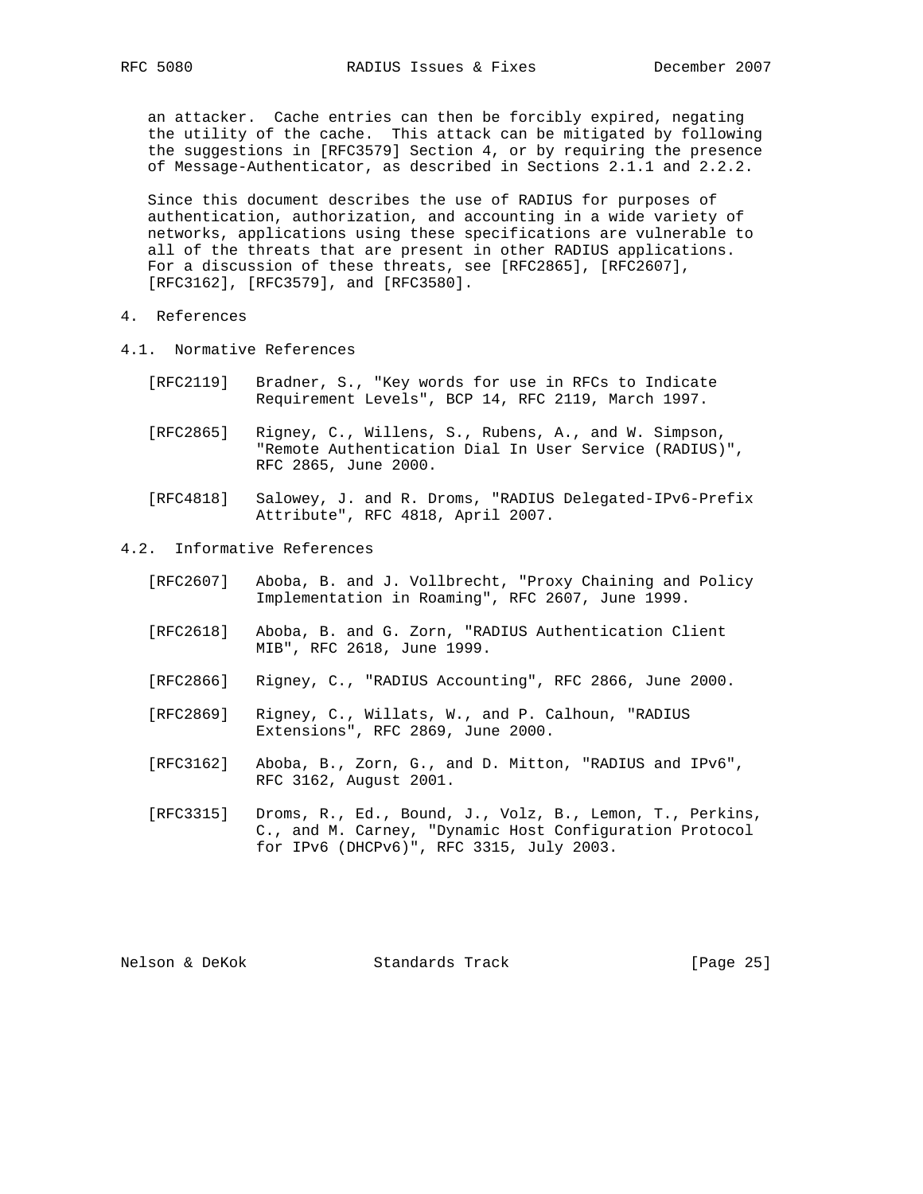an attacker. Cache entries can then be forcibly expired, negating the utility of the cache. This attack can be mitigated by following the suggestions in [RFC3579] Section 4, or by requiring the presence of Message-Authenticator, as described in Sections 2.1.1 and 2.2.2.

Since this document describes the use of RADIUS for purposes of authentication, authorization, and accounting in a wide variety of networks, applications using these specifications are vulnerable to all of the threats that are present in other RADIUS applications. For a discussion of these threats, see [RFC2865], [RFC2607], [RFC3162], [RFC3579], and [RFC3580].

# 4. References

## 4.1. Normative References

[RFC2119] Bradner, S., "Key words for use in RFCs to Indicate Requirement Levels", BCP 14, RFC 2119, March 1997.

[RFC2865] Rigney, C., Willens, S., Rubens, A., and W. Simpson, "Remote Authentication Dial In User Service (RADIUS)", RFC 2865, June 2000.

[RFC4818] Salowey, J. and R. Droms, "RADIUS Delegated-IPv6-Prefix Attribute", RFC 4818, April 2007.

## 4.2. Informative References

[RFC2607] Aboba, B. and J. Vollbrecht, "Proxy Chaining and Policy Implementation in Roaming", RFC 2607, June 1999.

[RFC2618] Aboba, B. and G. Zorn, "RADIUS Authentication Client MIB", RFC 2618, June 1999.

[RFC2866] Rigney, C., "RADIUS Accounting", RFC 2866, June 2000.

[RFC2869] Rigney, C., Willats, W., and P. Calhoun, "RADIUS Extensions", RFC 2869, June 2000.

[RFC3162] Aboba, B., Zorn, G., and D. Mitton, "RADIUS and IPv6", RFC 3162, August 2001.

[RFC3315] Droms, R., Ed., Bound, J., Volz, B., Lemon, T., Perkins, C., and M. Carney, "Dynamic Host Configuration Protocol for IPv6 (DHCPv6)", RFC 3315, July 2003.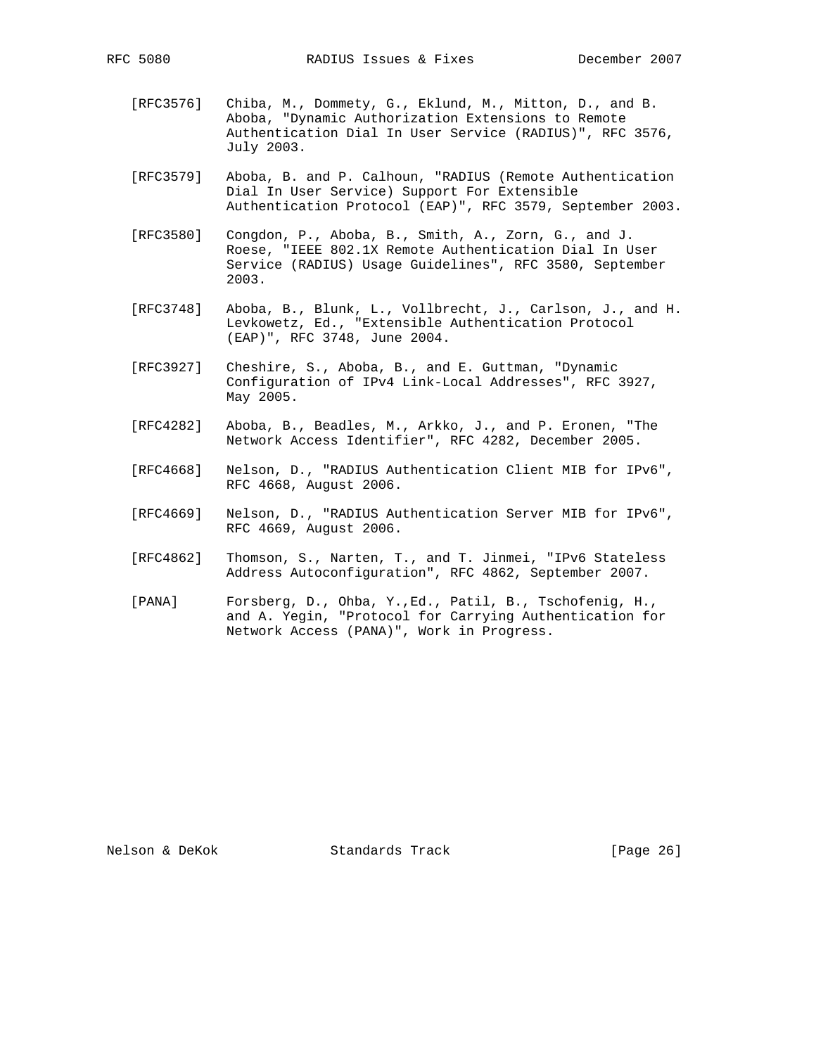[RFC3576] Chiba, M., Dommety, G., Eklund, M., Mitton, D., and B. Aboba, "Dynamic Authorization Extensions to Remote Authentication Dial In User Service (RADIUS)", RFC 3576, July 2003.

[RFC3579] Aboba, B. and P. Calhoun, "RADIUS (Remote Authentication Dial In User Service) Support For Extensible Authentication Protocol (EAP)", RFC 3579, September 2003.

[RFC3580] Congdon, P., Aboba, B., Smith, A., Zorn, G., and J. Roese, "IEEE 802.1X Remote Authentication Dial In User Service (RADIUS) Usage Guidelines", RFC 3580, September 2003.

[RFC3748] Aboba, B., Blunk, L., Vollbrecht, J., Carlson, J., and H. Levkowetz, Ed., "Extensible Authentication Protocol (EAP)", RFC 3748, June 2004.

[RFC3927] Cheshire, S., Aboba, B., and E. Guttman, "Dynamic Configuration of IPv4 Link-Local Addresses", RFC 3927, May 2005.

[RFC4282] Aboba, B., Beadles, M., Arkko, J., and P. Eronen, "The Network Access Identifier", RFC 4282, December 2005.

[RFC4668] Nelson, D., "RADIUS Authentication Client MIB for IPv6", RFC 4668, August 2006.

[RFC4669] Nelson, D., "RADIUS Authentication Server MIB for IPv6", RFC 4669, August 2006.

[RFC4862] Thomson, S., Narten, T., and T. Jinmei, "IPv6 Stateless Address Autoconfiguration", RFC 4862, September 2007.

[PANA] Forsberg, D., Ohba, Y.,Ed., Patil, B., Tschofenig, H., and A. Yegin, "Protocol for Carrying Authentication for Network Access (PANA)", Work in Progress.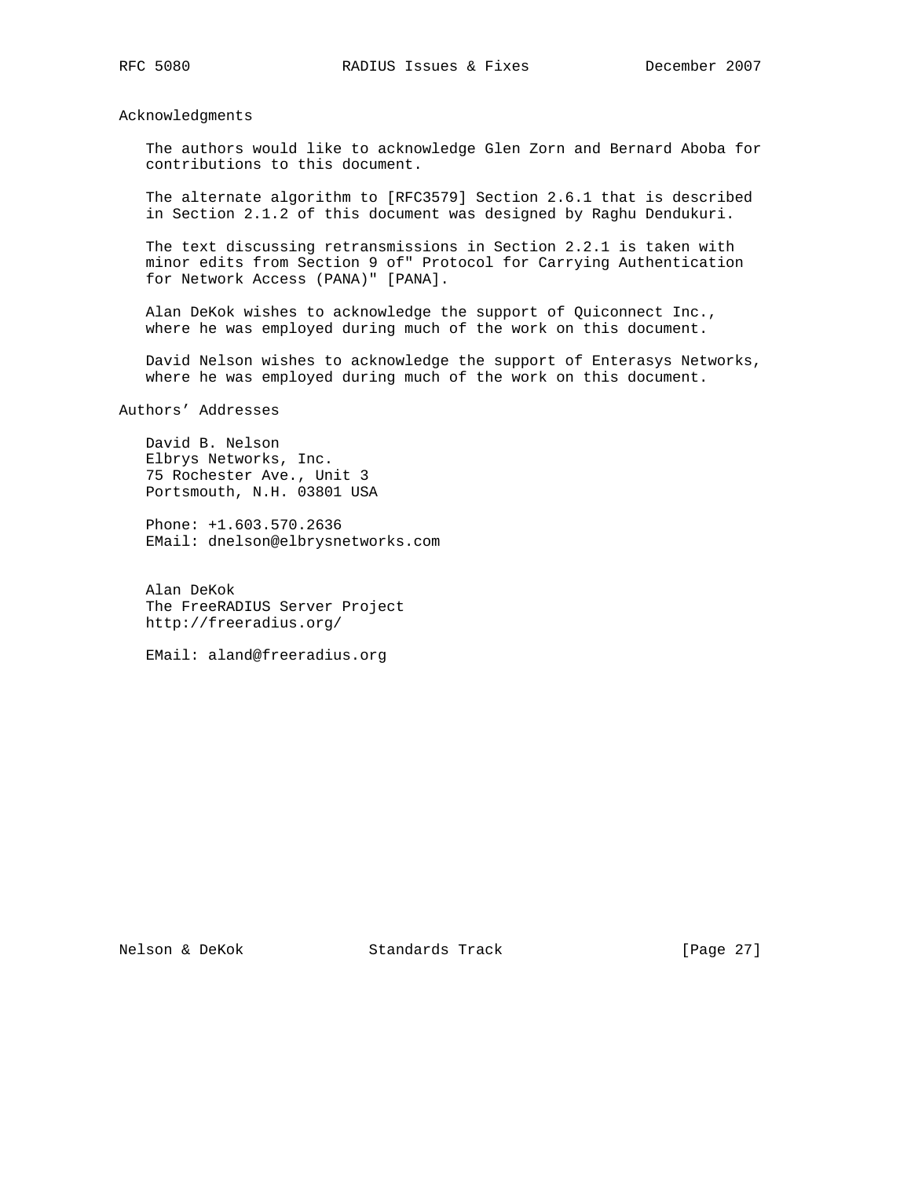## Acknowledgments

The authors would like to acknowledge Glen Zorn and Bernard Aboba for contributions to this document.

The alternate algorithm to [RFC3579] Section 2.6.1 that is described in Section 2.1.2 of this document was designed by Raghu Dendukuri.

The text discussing retransmissions in Section 2.2.1 is taken with minor edits from Section 9 of" Protocol for Carrying Authentication for Network Access (PANA)" [PANA].

Alan DeKok wishes to acknowledge the support of Quiconnect Inc., where he was employed during much of the work on this document.

David Nelson wishes to acknowledge the support of Enterasys Networks, where he was employed during much of the work on this document.

## Authors' Addresses

David B. Nelson
Elbrys Networks, Inc.
75 Rochester Ave., Unit 3
Portsmouth, N.H. 03801 USA

Phone: +1.603.570.2636
EMail: dnelson@elbrysnetworks.com

Alan DeKok
The FreeRADIUS Server Project
http://freeradius.org/

EMail: aland@freeradius.org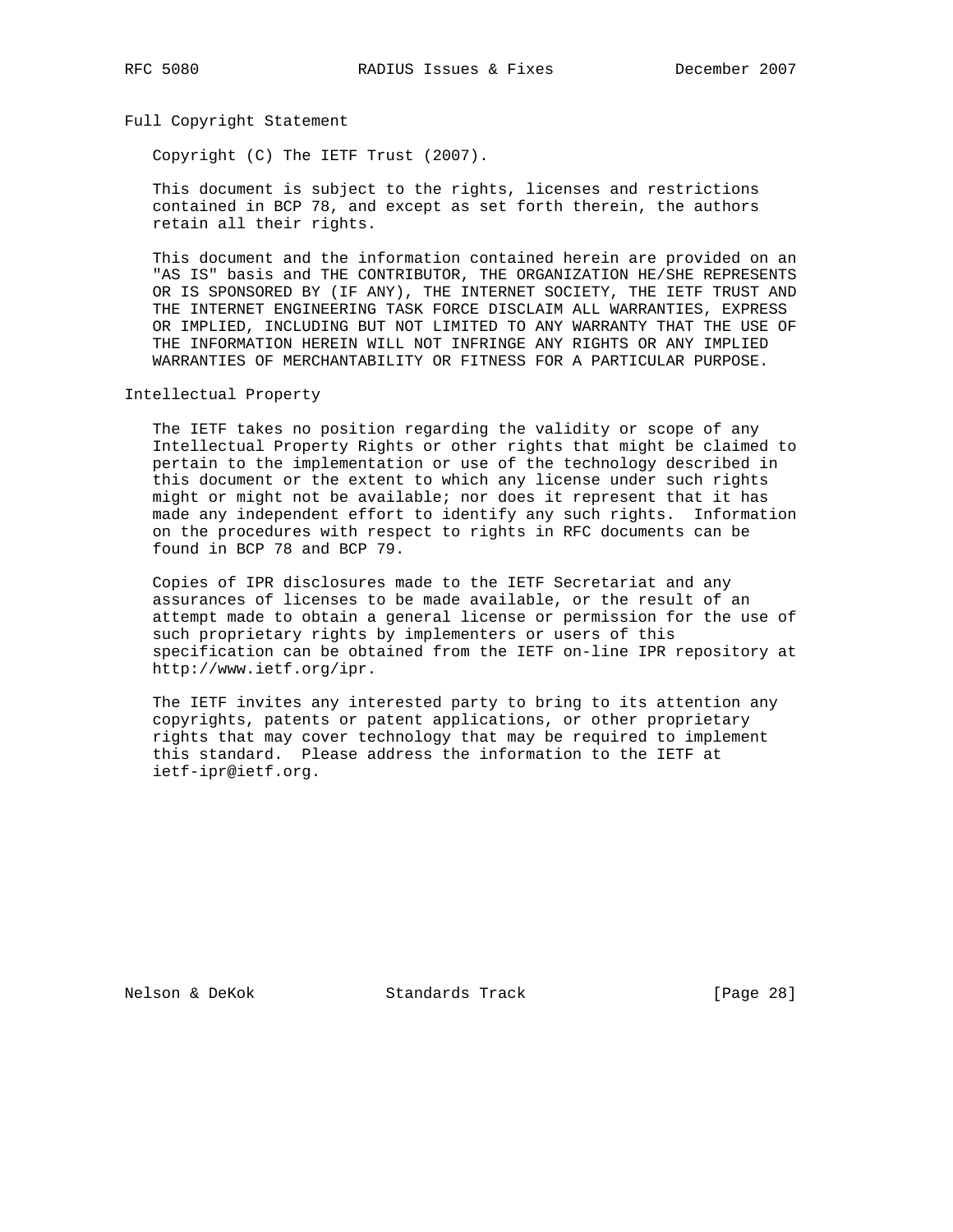## Full Copyright Statement

Copyright (C) The IETF Trust (2007).

This document is subject to the rights, licenses and restrictions contained in BCP 78, and except as set forth therein, the authors retain all their rights.

This document and the information contained herein are provided on an "AS IS" basis and THE CONTRIBUTOR, THE ORGANIZATION HE/SHE REPRESENTS OR IS SPONSORED BY (IF ANY), THE INTERNET SOCIETY, THE IETF TRUST AND THE INTERNET ENGINEERING TASK FORCE DISCLAIM ALL WARRANTIES, EXPRESS OR IMPLIED, INCLUDING BUT NOT LIMITED TO ANY WARRANTY THAT THE USE OF THE INFORMATION HEREIN WILL NOT INFRINGE ANY RIGHTS OR ANY IMPLIED WARRANTIES OF MERCHANTABILITY OR FITNESS FOR A PARTICULAR PURPOSE.

## Intellectual Property

The IETF takes no position regarding the validity or scope of any Intellectual Property Rights or other rights that might be claimed to pertain to the implementation or use of the technology described in this document or the extent to which any license under such rights might or might not be available; nor does it represent that it has made any independent effort to identify any such rights. Information on the procedures with respect to rights in RFC documents can be found in BCP 78 and BCP 79.

Copies of IPR disclosures made to the IETF Secretariat and any assurances of licenses to be made available, or the result of an attempt made to obtain a general license or permission for the use of such proprietary rights by implementers or users of this specification can be obtained from the IETF on-line IPR repository at http://www.ietf.org/ipr.

The IETF invites any interested party to bring to its attention any copyrights, patents or patent applications, or other proprietary rights that may cover technology that may be required to implement this standard. Please address the information to the IETF at ietf-ipr@ietf.org.